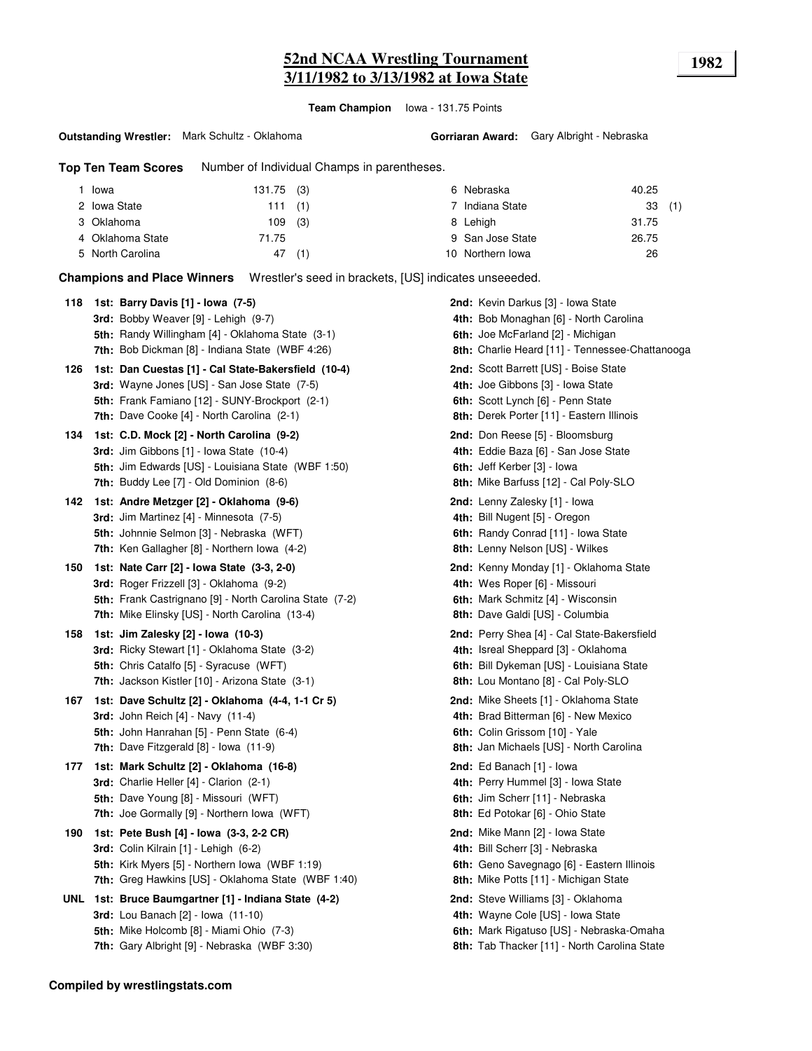# 52nd NCAA Wrestling Tournament
## 3/11/1982 to 3/13/1982 at Iowa State

**1982**

**Team Champion** Iowa - 131.75 Points

**Outstanding Wrestler:** Mark Schultz - Oklahoma

**Gorriaran Award:** Gary Albright - Nebraska

**Top Ten Team Scores** Number of Individual Champs in parentheses.

| Rank | Team | Points | Champs |
|---|---|---|---|
| 1 | Iowa | 131.75 | (3) |
| 2 | Iowa State | 111 | (1) |
| 3 | Oklahoma | 109 | (3) |
| 4 | Oklahoma State | 71.75 | |
| 5 | North Carolina | 47 | (1) |
| 6 | Nebraska | 40.25 | |
| 7 | Indiana State | 33 | (1) |
| 8 | Lehigh | 31.75 | |
| 9 | San Jose State | 26.75 | |
| 10 | Northern Iowa | 26 | |

**Champions and Place Winners** Wrestler's seed in brackets, [US] indicates unseeeded.

**118**
- **1st: Barry Davis [1] - Iowa (7-5)**
- **2nd:** Kevin Darkus [3] - Iowa State
- **3rd:** Bobby Weaver [9] - Lehigh (9-7)
- **4th:** Bob Monaghan [6] - North Carolina
- **5th:** Randy Willingham [4] - Oklahoma State (3-1)
- **6th:** Joe McFarland [2] - Michigan
- **7th:** Bob Dickman [8] - Indiana State (WBF 4:26)
- **8th:** Charlie Heard [11] - Tennessee-Chattanooga

**126**
- **1st: Dan Cuestas [1] - Cal State-Bakersfield (10-4)**
- **2nd:** Scott Barrett [US] - Boise State
- **3rd:** Wayne Jones [US] - San Jose State (7-5)
- **4th:** Joe Gibbons [3] - Iowa State
- **5th:** Frank Famiano [12] - SUNY-Brockport (2-1)
- **6th:** Scott Lynch [6] - Penn State
- **7th:** Dave Cooke [4] - North Carolina (2-1)
- **8th:** Derek Porter [11] - Eastern Illinois

**134**
- **1st: C.D. Mock [2] - North Carolina (9-2)**
- **2nd:** Don Reese [5] - Bloomsburg
- **3rd:** Jim Gibbons [1] - Iowa State (10-4)
- **4th:** Eddie Baza [6] - San Jose State
- **5th:** Jim Edwards [US] - Louisiana State (WBF 1:50)
- **6th:** Jeff Kerber [3] - Iowa
- **7th:** Buddy Lee [7] - Old Dominion (8-6)
- **8th:** Mike Barfuss [12] - Cal Poly-SLO

**142**
- **1st: Andre Metzger [2] - Oklahoma (9-6)**
- **2nd:** Lenny Zalesky [1] - Iowa
- **3rd:** Jim Martinez [4] - Minnesota (7-5)
- **4th:** Bill Nugent [5] - Oregon
- **5th:** Johnnie Selmon [3] - Nebraska (WFT)
- **6th:** Randy Conrad [11] - Iowa State
- **7th:** Ken Gallagher [8] - Northern Iowa (4-2)
- **8th:** Lenny Nelson [US] - Wilkes

**150**
- **1st: Nate Carr [2] - Iowa State (3-3, 2-0)**
- **2nd:** Kenny Monday [1] - Oklahoma State
- **3rd:** Roger Frizzell [3] - Oklahoma (9-2)
- **4th:** Wes Roper [6] - Missouri
- **5th:** Frank Castrignano [9] - North Carolina State (7-2)
- **6th:** Mark Schmitz [4] - Wisconsin
- **7th:** Mike Elinsky [US] - North Carolina (13-4)
- **8th:** Dave Galdi [US] - Columbia

**158**
- **1st: Jim Zalesky [2] - Iowa (10-3)**
- **2nd:** Perry Shea [4] - Cal State-Bakersfield
- **3rd:** Ricky Stewart [1] - Oklahoma State (3-2)
- **4th:** Isreal Sheppard [3] - Oklahoma
- **5th:** Chris Catalfo [5] - Syracuse (WFT)
- **6th:** Bill Dykeman [US] - Louisiana State
- **7th:** Jackson Kistler [10] - Arizona State (3-1)
- **8th:** Lou Montano [8] - Cal Poly-SLO

**167**
- **1st: Dave Schultz [2] - Oklahoma (4-4, 1-1 Cr 5)**
- **2nd:** Mike Sheets [1] - Oklahoma State
- **3rd:** John Reich [4] - Navy (11-4)
- **4th:** Brad Bitterman [6] - New Mexico
- **5th:** John Hanrahan [5] - Penn State (6-4)
- **6th:** Colin Grissom [10] - Yale
- **7th:** Dave Fitzgerald [8] - Iowa (11-9)
- **8th:** Jan Michaels [US] - North Carolina

**177**
- **1st: Mark Schultz [2] - Oklahoma (16-8)**
- **2nd:** Ed Banach [1] - Iowa
- **3rd:** Charlie Heller [4] - Clarion (2-1)
- **4th:** Perry Hummel [3] - Iowa State
- **5th:** Dave Young [8] - Missouri (WFT)
- **6th:** Jim Scherr [11] - Nebraska
- **7th:** Joe Gormally [9] - Northern Iowa (WFT)
- **8th:** Ed Potokar [6] - Ohio State

**190**
- **1st: Pete Bush [4] - Iowa (3-3, 2-2 CR)**
- **2nd:** Mike Mann [2] - Iowa State
- **3rd:** Colin Kilrain [1] - Lehigh (6-2)
- **4th:** Bill Scherr [3] - Nebraska
- **5th:** Kirk Myers [5] - Northern Iowa (WBF 1:19)
- **6th:** Geno Savegnago [6] - Eastern Illinois
- **7th:** Greg Hawkins [US] - Oklahoma State (WBF 1:40)
- **8th:** Mike Potts [11] - Michigan State

**UNL**
- **1st: Bruce Baumgartner [1] - Indiana State (4-2)**
- **2nd:** Steve Williams [3] - Oklahoma
- **3rd:** Lou Banach [2] - Iowa (11-10)
- **4th:** Wayne Cole [US] - Iowa State
- **5th:** Mike Holcomb [8] - Miami Ohio (7-3)
- **6th:** Mark Rigatuso [US] - Nebraska-Omaha
- **7th:** Gary Albright [9] - Nebraska (WBF 3:30)
- **8th:** Tab Thacker [11] - North Carolina State

**Compiled by wrestlingstats.com**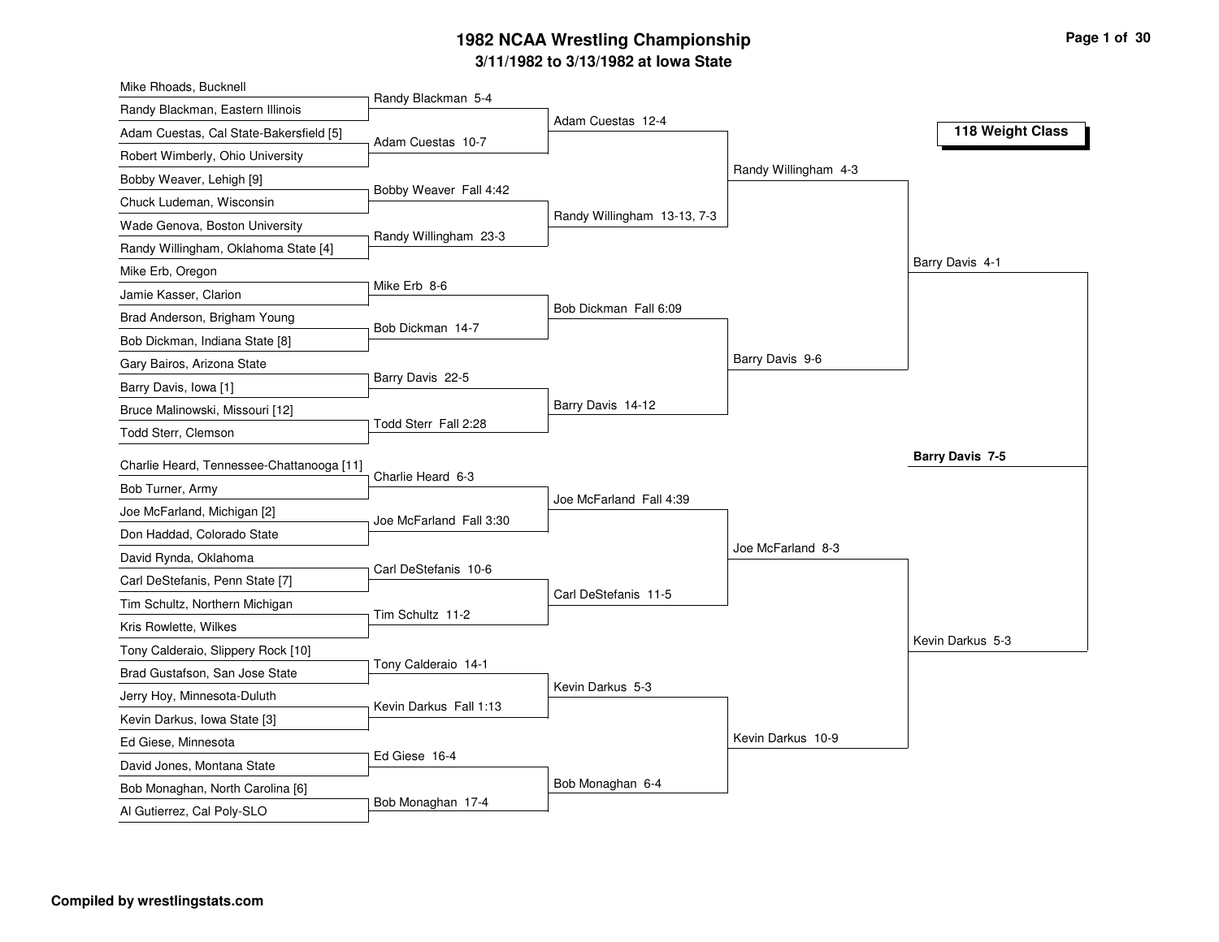# 1982 NCAA Wrestling Championship

## 3/11/1982 to 3/13/1982 at Iowa State

### 118 Weight Class

**First Round**

- Mike Rhoads, Bucknell vs. Randy Blackman, Eastern Illinois — Randy Blackman 5-4
- Adam Cuestas, Cal State-Bakersfield [5] vs. Robert Wimberly, Ohio University — Adam Cuestas 10-7
- Bobby Weaver, Lehigh [9] vs. Chuck Ludeman, Wisconsin — Bobby Weaver Fall 4:42
- Wade Genova, Boston University vs. Randy Willingham, Oklahoma State [4] — Randy Willingham 23-3
- Mike Erb, Oregon vs. Jamie Kasser, Clarion — Mike Erb 8-6
- Brad Anderson, Brigham Young vs. Bob Dickman, Indiana State [8] — Bob Dickman 14-7
- Gary Bairos, Arizona State vs. Barry Davis, Iowa [1] — Barry Davis 22-5
- Bruce Malinowski, Missouri [12] vs. Todd Sterr, Clemson — Todd Sterr Fall 2:28
- Charlie Heard, Tennessee-Chattanooga [11] vs. Bob Turner, Army — Charlie Heard 6-3
- Joe McFarland, Michigan [2] vs. Don Haddad, Colorado State — Joe McFarland Fall 3:30
- David Rynda, Oklahoma vs. Carl DeStefanis, Penn State [7] — Carl DeStefanis 10-6
- Tim Schultz, Northern Michigan vs. Kris Rowlette, Wilkes — Tim Schultz 11-2
- Tony Calderaio, Slippery Rock [10] vs. Brad Gustafson, San Jose State — Tony Calderaio 14-1
- Jerry Hoy, Minnesota-Duluth vs. Kevin Darkus, Iowa State [3] — Kevin Darkus Fall 1:13
- Ed Giese, Minnesota vs. David Jones, Montana State — Ed Giese 16-4
- Bob Monaghan, North Carolina [6] vs. Al Gutierrez, Cal Poly-SLO — Bob Monaghan 17-4

**Second Round**

- Adam Cuestas 12-4
- Randy Willingham 13-13, 7-3
- Bob Dickman Fall 6:09
- Barry Davis 14-12
- Joe McFarland Fall 4:39
- Carl DeStefanis 11-5
- Kevin Darkus 5-3
- Bob Monaghan 6-4

**Quarterfinals**

- Randy Willingham 4-3
- Barry Davis 9-6
- Joe McFarland 8-3
- Kevin Darkus 10-9

**Semifinals**

- Barry Davis 4-1
- Kevin Darkus 5-3

**Final**

- **Barry Davis 7-5**

**Compiled by wrestlingstats.com**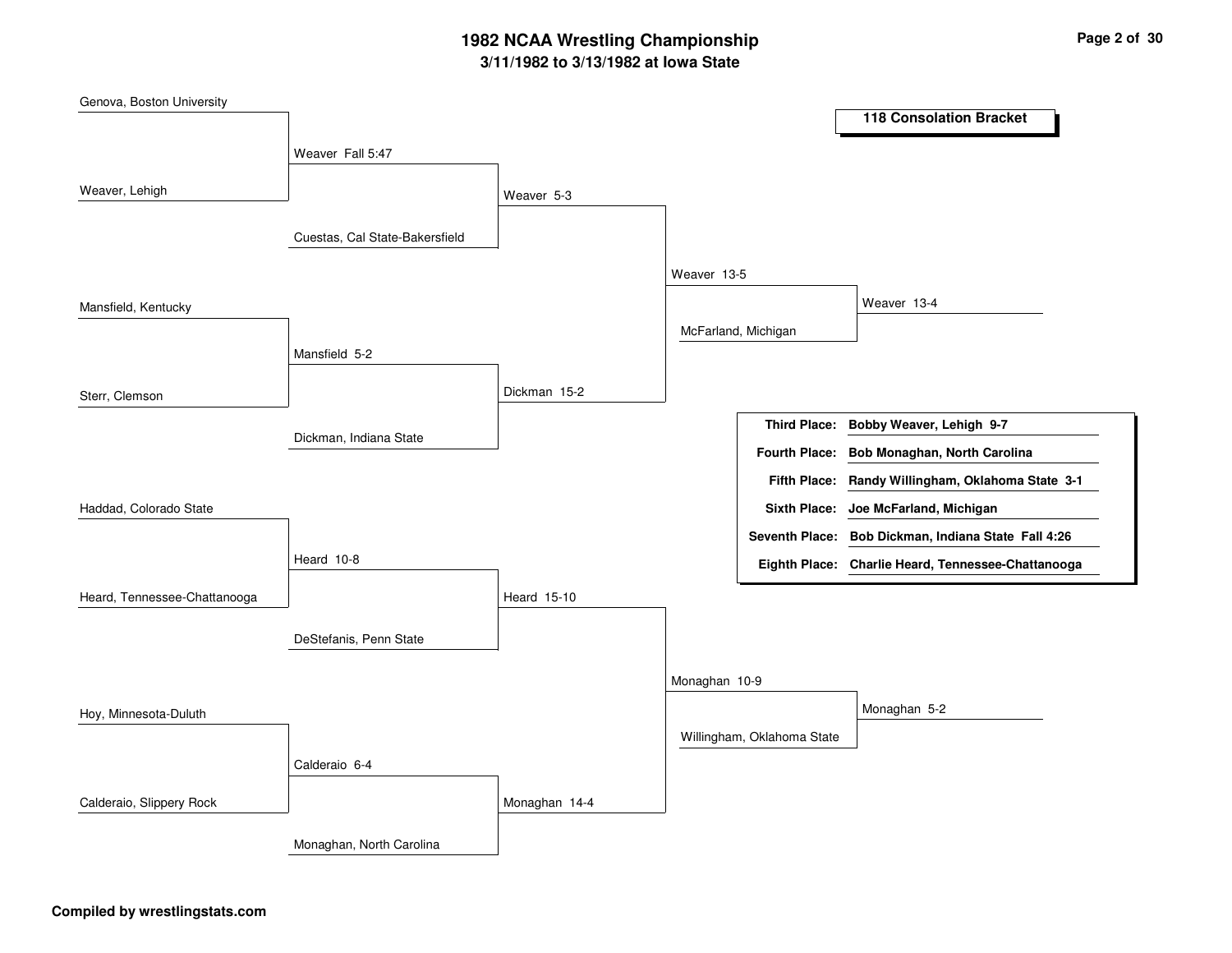# 1982 NCAA Wrestling Championship

## 3/11/1982 to 3/13/1982 at Iowa State

### 118 Consolation Bracket

**First Round**

- Genova, Boston University vs. Weaver, Lehigh — Weaver Fall 5:47
- Mansfield, Kentucky vs. Sterr, Clemson — Mansfield 5-2
- Haddad, Colorado State vs. Heard, Tennessee-Chattanooga — Heard 10-8
- Hoy, Minnesota-Duluth vs. Calderaio, Slippery Rock — Calderaio 6-4

**Second Round**

- Weaver vs. Cuestas, Cal State-Bakersfield — Weaver 5-3
- Mansfield vs. Dickman, Indiana State — Dickman 15-2
- Heard vs. DeStefanis, Penn State — Heard 15-10
- Calderaio vs. Monaghan, North Carolina — Monaghan 14-4

**Third Round**

- Weaver vs. Dickman — Weaver 13-5
- Heard vs. Monaghan — Monaghan 10-9

**Fourth Round**

- Weaver vs. McFarland, Michigan — Weaver 13-4
- Monaghan vs. Willingham, Oklahoma State — Monaghan 5-2

| Place | Wrestler |
|---|---|
| **Third Place:** | **Bobby Weaver, Lehigh 9-7** |
| **Fourth Place:** | **Bob Monaghan, North Carolina** |
| **Fifth Place:** | **Randy Willingham, Oklahoma State 3-1** |
| **Sixth Place:** | **Joe McFarland, Michigan** |
| **Seventh Place:** | **Bob Dickman, Indiana State Fall 4:26** |
| **Eighth Place:** | **Charlie Heard, Tennessee-Chattanooga** |

**Compiled by wrestlingstats.com**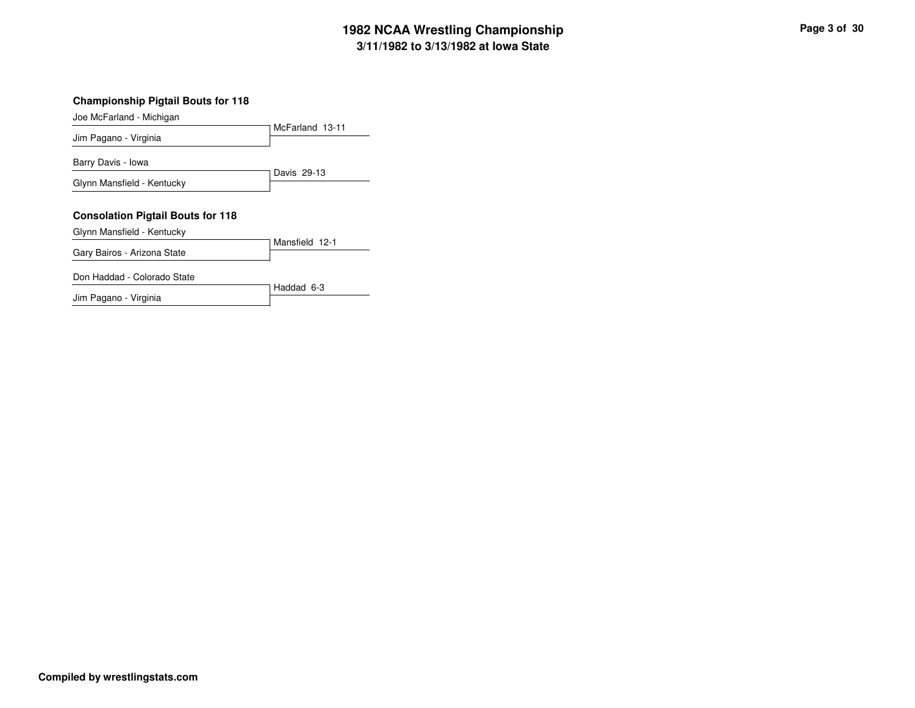### Championship Pigtail Bouts for 118

| Wrestlers | Result |
| --- | --- |
| Joe McFarland - Michigan / Jim Pagano - Virginia | McFarland 13-11 |
| Barry Davis - Iowa / Glynn Mansfield - Kentucky | Davis 29-13 |

### Consolation Pigtail Bouts for 118

| Wrestlers | Result |
| --- | --- |
| Glynn Mansfield - Kentucky / Gary Bairos - Arizona State | Mansfield 12-1 |
| Don Haddad - Colorado State / Jim Pagano - Virginia | Haddad 6-3 |

**Compiled by wrestlingstats.com**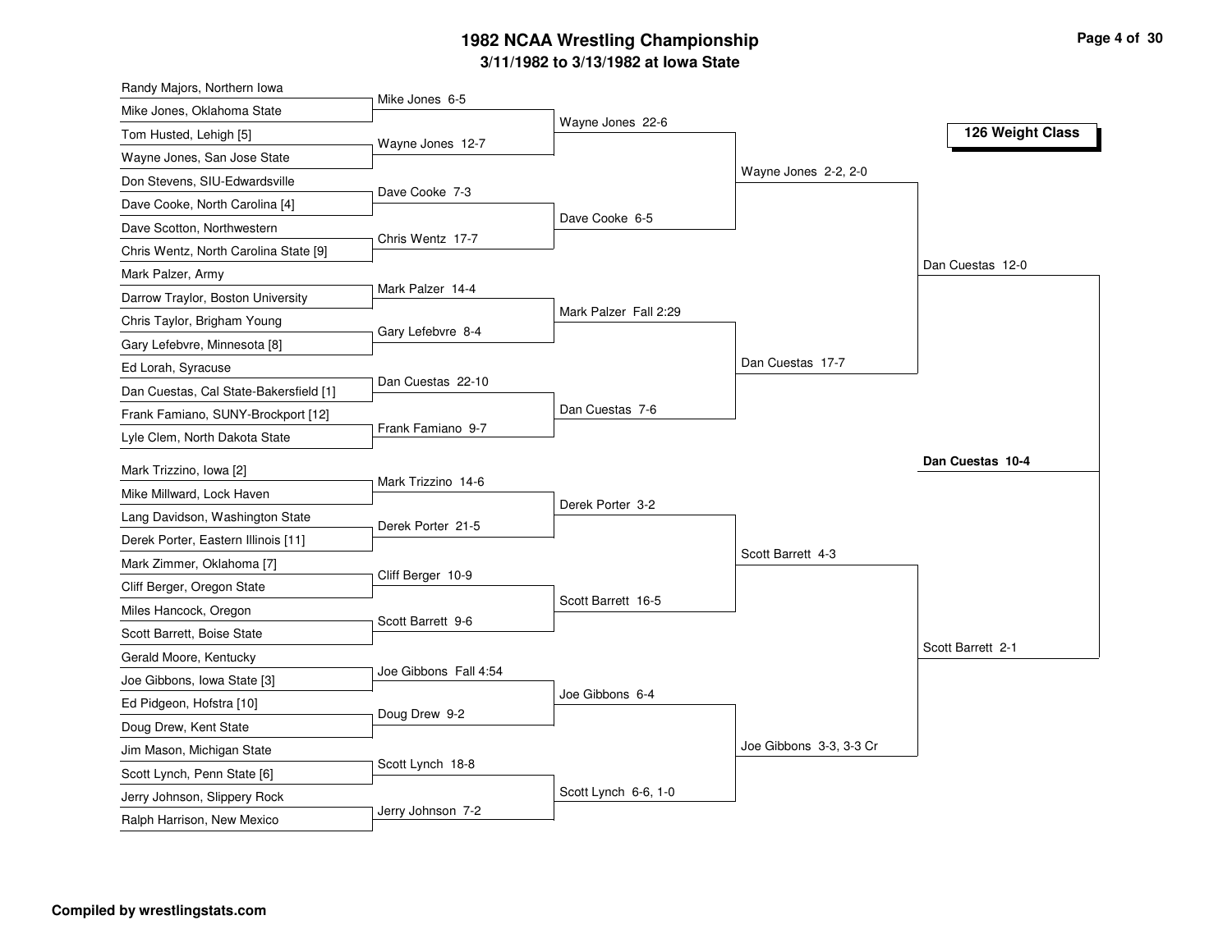# 1982 NCAA Wrestling Championship

## 3/11/1982 to 3/13/1982 at Iowa State

### 126 Weight Class

**First Round**

- Randy Majors, Northern Iowa vs. Mike Jones, Oklahoma State — Mike Jones 6-5
- Tom Husted, Lehigh [5] vs. Wayne Jones, San Jose State — Wayne Jones 12-7
- Don Stevens, SIU-Edwardsville vs. Dave Cooke, North Carolina [4] — Dave Cooke 7-3
- Dave Scotton, Northwestern vs. Chris Wentz, North Carolina State [9] — Chris Wentz 17-7
- Mark Palzer, Army vs. Darrow Traylor, Boston University — Mark Palzer 14-4
- Chris Taylor, Brigham Young vs. Gary Lefebvre, Minnesota [8] — Gary Lefebvre 8-4
- Ed Lorah, Syracuse vs. Dan Cuestas, Cal State-Bakersfield [1] — Dan Cuestas 22-10
- Frank Famiano, SUNY-Brockport [12] vs. Lyle Clem, North Dakota State — Frank Famiano 9-7
- Mark Trizzino, Iowa [2] vs. Mike Millward, Lock Haven — Mark Trizzino 14-6
- Lang Davidson, Washington State vs. Derek Porter, Eastern Illinois [11] — Derek Porter 21-5
- Mark Zimmer, Oklahoma [7] vs. Cliff Berger, Oregon State — Cliff Berger 10-9
- Miles Hancock, Oregon vs. Scott Barrett, Boise State — Scott Barrett 9-6
- Gerald Moore, Kentucky vs. Joe Gibbons, Iowa State [3] — Joe Gibbons Fall 4:54
- Ed Pidgeon, Hofstra [10] vs. Doug Drew, Kent State — Doug Drew 9-2
- Jim Mason, Michigan State vs. Scott Lynch, Penn State [6] — Scott Lynch 18-8
- Jerry Johnson, Slippery Rock vs. Ralph Harrison, New Mexico — Jerry Johnson 7-2

**Second Round**

- Wayne Jones 22-6
- Dave Cooke 6-5
- Mark Palzer Fall 2:29
- Dan Cuestas 7-6
- Derek Porter 3-2
- Scott Barrett 16-5
- Joe Gibbons 6-4
- Scott Lynch 6-6, 1-0

**Quarterfinals**

- Wayne Jones 2-2, 2-0
- Dan Cuestas 17-7
- Scott Barrett 4-3
- Joe Gibbons 3-3, 3-3 Cr

**Semifinals**

- Dan Cuestas 12-0
- Scott Barrett 2-1

**Final**

- **Dan Cuestas 10-4**

**Compiled by wrestlingstats.com**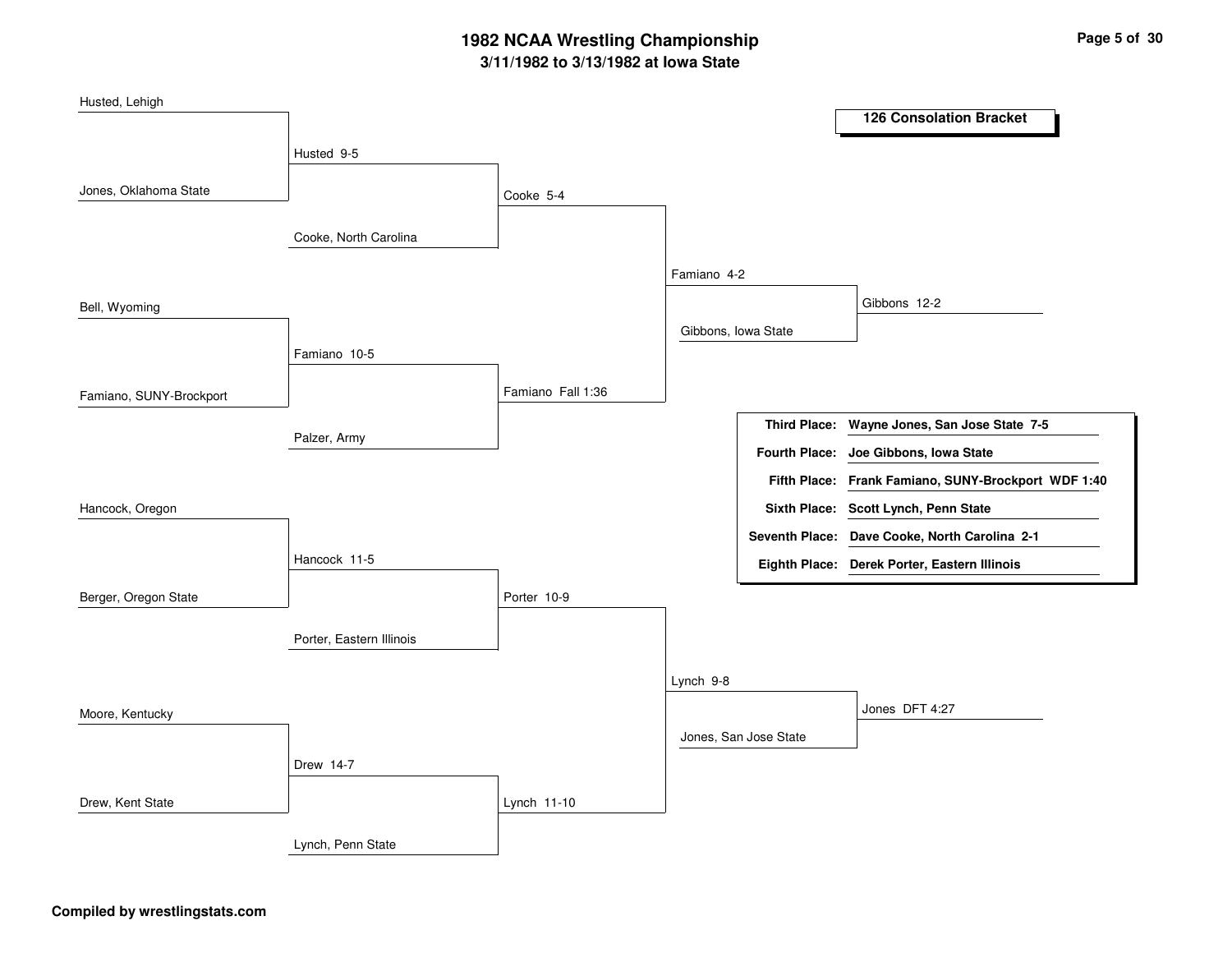# 1982 NCAA Wrestling Championship

## 3/11/1982 to 3/13/1982 at Iowa State

### 126 Consolation Bracket

**Round 1**

- Husted, Lehigh vs. Jones, Oklahoma State — Husted 9-5
- Bell, Wyoming vs. Famiano, SUNY-Brockport — Famiano 10-5
- Hancock, Oregon vs. Berger, Oregon State — Hancock 11-5
- Moore, Kentucky vs. Drew, Kent State — Drew 14-7

**Round 2**

- Husted vs. Cooke, North Carolina — Cooke 5-4
- Famiano vs. Palzer, Army — Famiano Fall 1:36
- Hancock vs. Porter, Eastern Illinois — Porter 10-9
- Drew vs. Lynch, Penn State — Lynch 11-10

**Round 3**

- Cooke vs. Famiano — Famiano 4-2
- Porter vs. Lynch — Lynch 9-8

**Round 4**

- Famiano vs. Gibbons, Iowa State — Gibbons 12-2
- Lynch vs. Jones, San Jose State — Jones DFT 4:27

| | |
|---|---|
| **Third Place:** | **Wayne Jones, San Jose State 7-5** |
| **Fourth Place:** | **Joe Gibbons, Iowa State** |
| **Fifth Place:** | **Frank Famiano, SUNY-Brockport WDF 1:40** |
| **Sixth Place:** | **Scott Lynch, Penn State** |
| **Seventh Place:** | **Dave Cooke, North Carolina 2-1** |
| **Eighth Place:** | **Derek Porter, Eastern Illinois** |

**Compiled by wrestlingstats.com**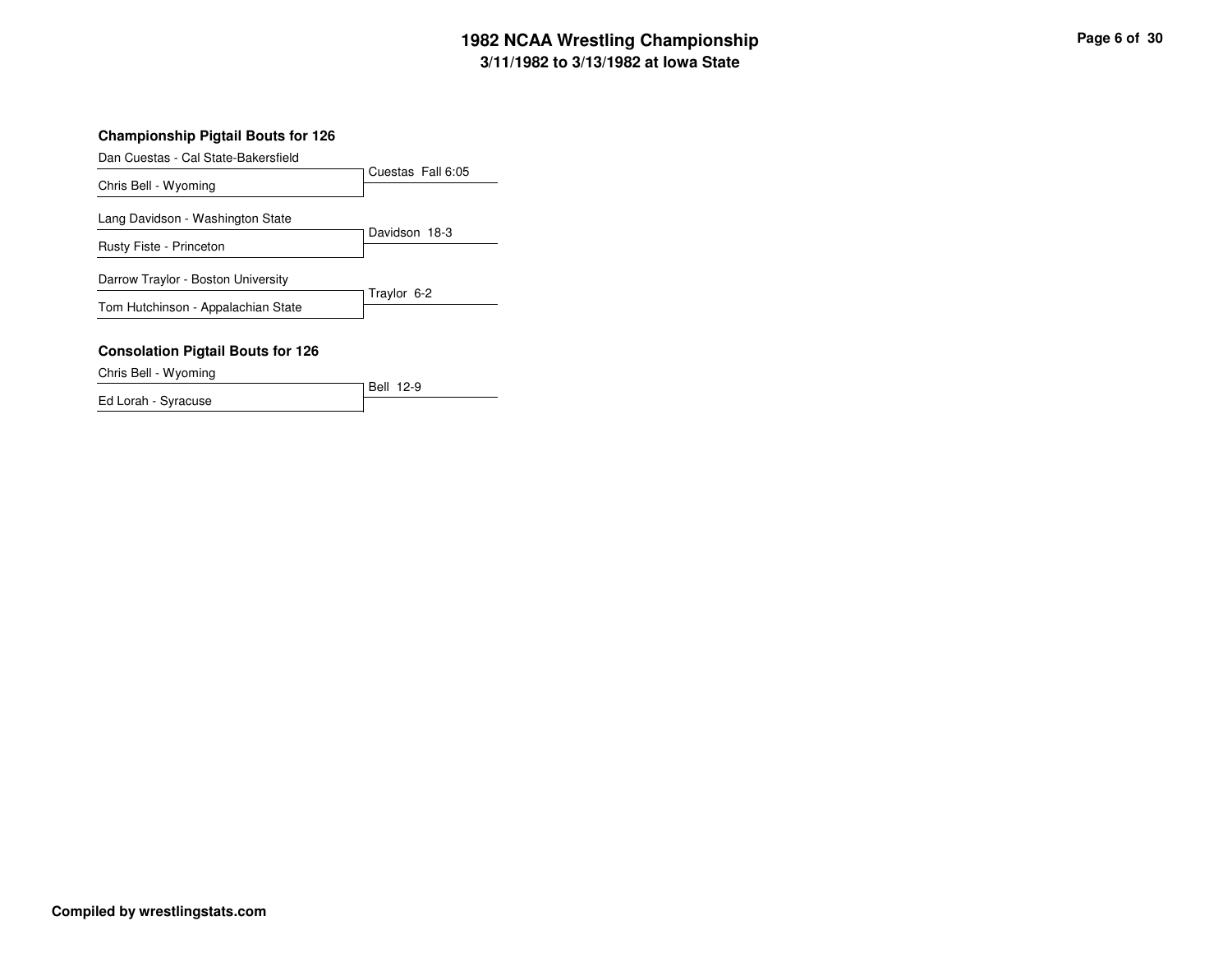### Championship Pigtail Bouts for 126

| Wrestlers | Result |
| --- | --- |
| Dan Cuestas - Cal State-Bakersfield vs. Chris Bell - Wyoming | Cuestas Fall 6:05 |
| Lang Davidson - Washington State vs. Rusty Fiste - Princeton | Davidson 18-3 |
| Darrow Traylor - Boston University vs. Tom Hutchinson - Appalachian State | Traylor 6-2 |

### Consolation Pigtail Bouts for 126

| Wrestlers | Result |
| --- | --- |
| Chris Bell - Wyoming vs. Ed Lorah - Syracuse | Bell 12-9 |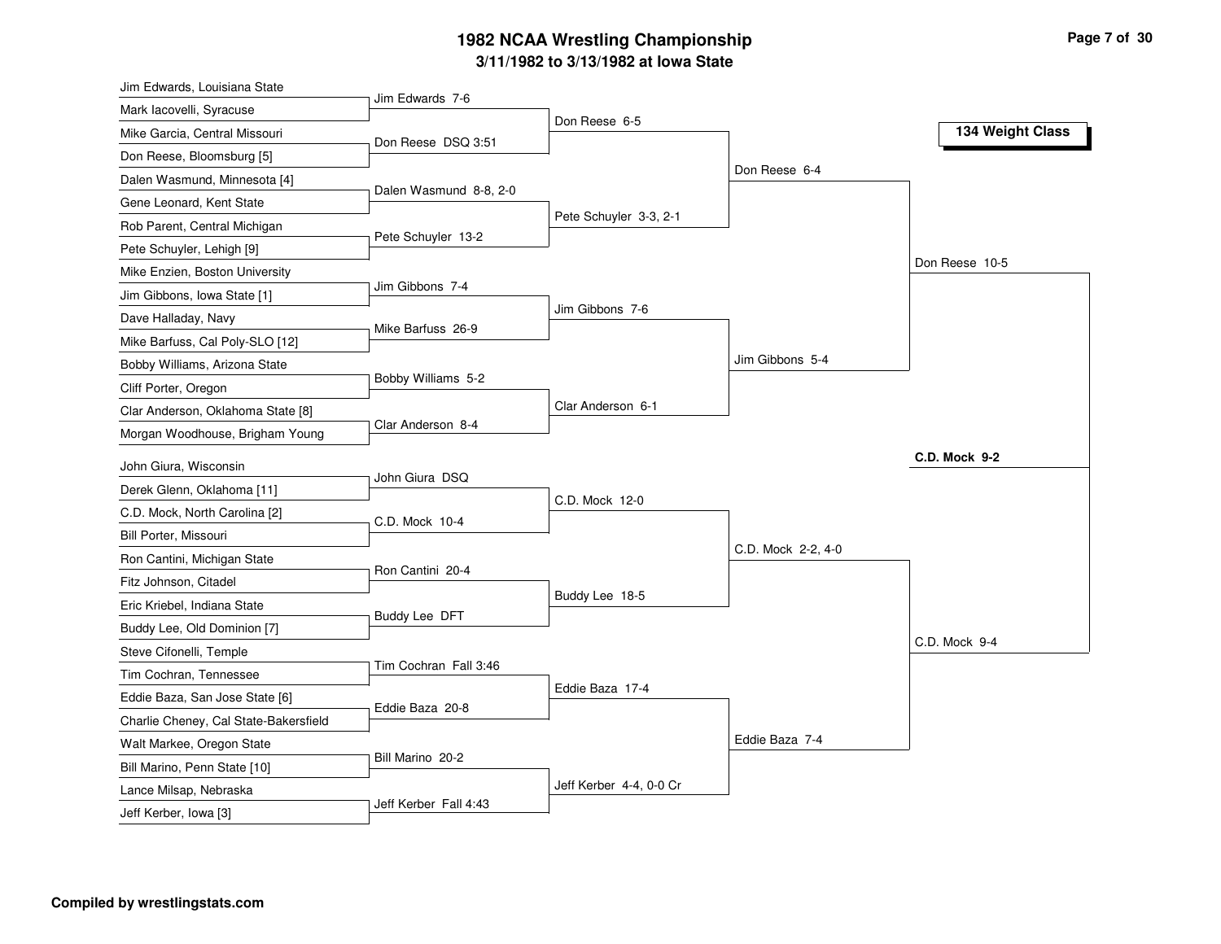# 1982 NCAA Wrestling Championship

**3/11/1982 to 3/13/1982 at Iowa State**

## 134 Weight Class

### First Round

| Wrestler 1 | Wrestler 2 | Result |
|---|---|---|
| Jim Edwards, Louisiana State | Mark Iacovelli, Syracuse | Jim Edwards 7-6 |
| Mike Garcia, Central Missouri | Don Reese, Bloomsburg [5] | Don Reese DSQ 3:51 |
| Dalen Wasmund, Minnesota [4] | Gene Leonard, Kent State | Dalen Wasmund 8-8, 2-0 |
| Rob Parent, Central Michigan | Pete Schuyler, Lehigh [9] | Pete Schuyler 13-2 |
| Mike Enzien, Boston University | Jim Gibbons, Iowa State [1] | Jim Gibbons 7-4 |
| Dave Halladay, Navy | Mike Barfuss, Cal Poly-SLO [12] | Mike Barfuss 26-9 |
| Bobby Williams, Arizona State | Cliff Porter, Oregon | Bobby Williams 5-2 |
| Clar Anderson, Oklahoma State [8] | Morgan Woodhouse, Brigham Young | Clar Anderson 8-4 |
| John Giura, Wisconsin | Derek Glenn, Oklahoma [11] | John Giura DSQ |
| C.D. Mock, North Carolina [2] | Bill Porter, Missouri | C.D. Mock 10-4 |
| Ron Cantini, Michigan State | Fitz Johnson, Citadel | Ron Cantini 20-4 |
| Eric Kriebel, Indiana State | Buddy Lee, Old Dominion [7] | Buddy Lee DFT |
| Steve Cifonelli, Temple | Tim Cochran, Tennessee | Tim Cochran Fall 3:46 |
| Eddie Baza, San Jose State [6] | Charlie Cheney, Cal State-Bakersfield | Eddie Baza 20-8 |
| Walt Markee, Oregon State | Bill Marino, Penn State [10] | Bill Marino 20-2 |
| Lance Milsap, Nebraska | Jeff Kerber, Iowa [3] | Jeff Kerber Fall 4:43 |

### Second Round

- Don Reese 6-5
- Pete Schuyler 3-3, 2-1
- Jim Gibbons 7-6
- Clar Anderson 6-1
- C.D. Mock 12-0
- Buddy Lee 18-5
- Eddie Baza 17-4
- Jeff Kerber 4-4, 0-0 Cr

### Quarterfinals

- Don Reese 6-4
- Jim Gibbons 5-4
- C.D. Mock 2-2, 4-0
- Eddie Baza 7-4

### Semifinals

- Don Reese 10-5
- C.D. Mock 9-4

### Championship

**C.D. Mock 9-2**

**Compiled by wrestlingstats.com**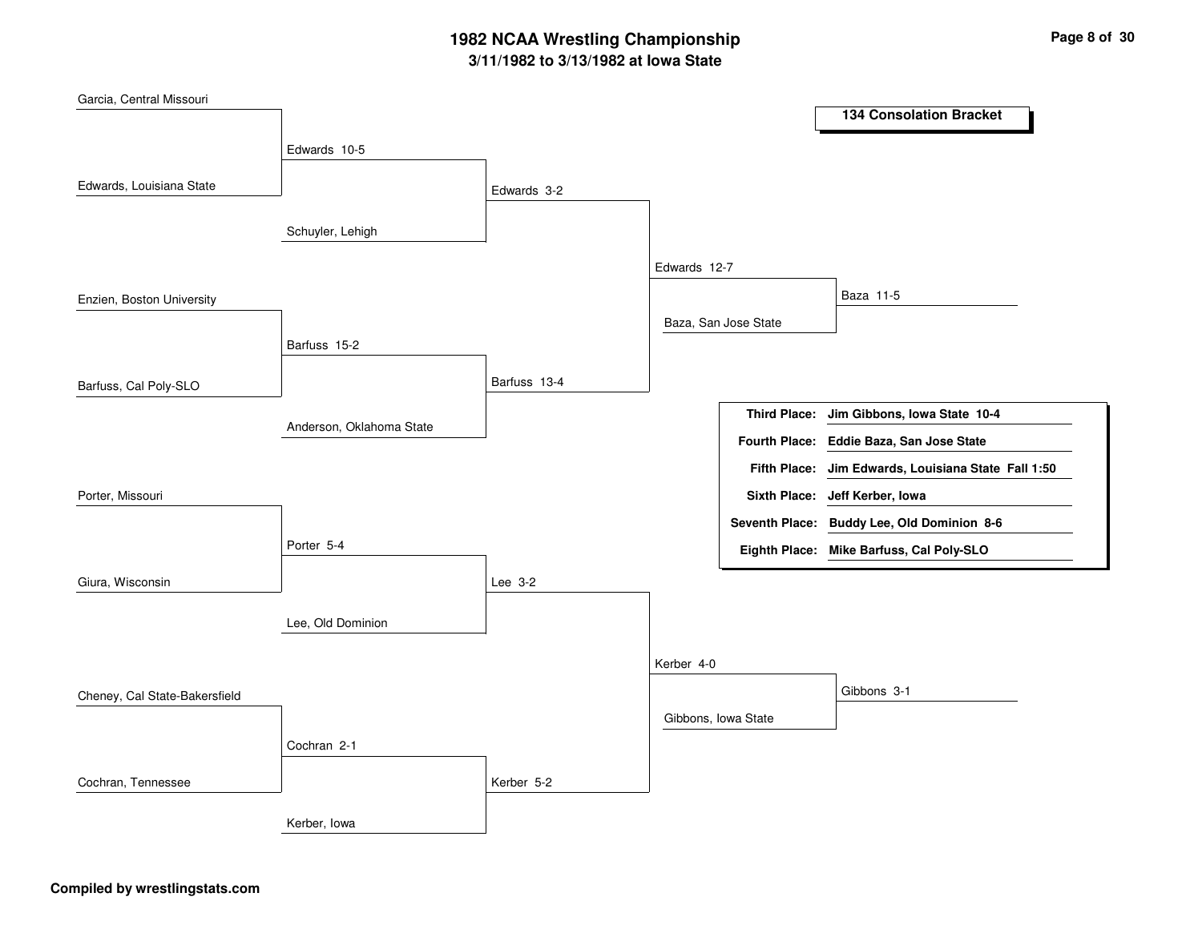# 1982 NCAA Wrestling Championship

## 3/11/1982 to 3/13/1982 at Iowa State

### 134 Consolation Bracket

**Round 1**

- Garcia, Central Missouri vs. Edwards, Louisiana State — Edwards 10-5
- Enzien, Boston University vs. Barfuss, Cal Poly-SLO — Barfuss 15-2
- Porter, Missouri vs. Giura, Wisconsin — Porter 5-4
- Cheney, Cal State-Bakersfield vs. Cochran, Tennessee — Cochran 2-1

**Round 2**

- Edwards vs. Schuyler, Lehigh — Edwards 3-2
- Barfuss vs. Anderson, Oklahoma State — Barfuss 13-4
- Porter vs. Lee, Old Dominion — Lee 3-2
- Cochran vs. Kerber, Iowa — Kerber 5-2

**Round 3**

- Edwards vs. Barfuss — Edwards 12-7
- Lee vs. Kerber — Kerber 4-0

**Round 4**

- Edwards vs. Baza, San Jose State — Baza 11-5
- Kerber vs. Gibbons, Iowa State — Gibbons 3-1

| Place | Result |
|---|---|
| **Third Place:** | **Jim Gibbons, Iowa State 10-4** |
| **Fourth Place:** | **Eddie Baza, San Jose State** |
| **Fifth Place:** | **Jim Edwards, Louisiana State Fall 1:50** |
| **Sixth Place:** | **Jeff Kerber, Iowa** |
| **Seventh Place:** | **Buddy Lee, Old Dominion 8-6** |
| **Eighth Place:** | **Mike Barfuss, Cal Poly-SLO** |

**Compiled by wrestlingstats.com**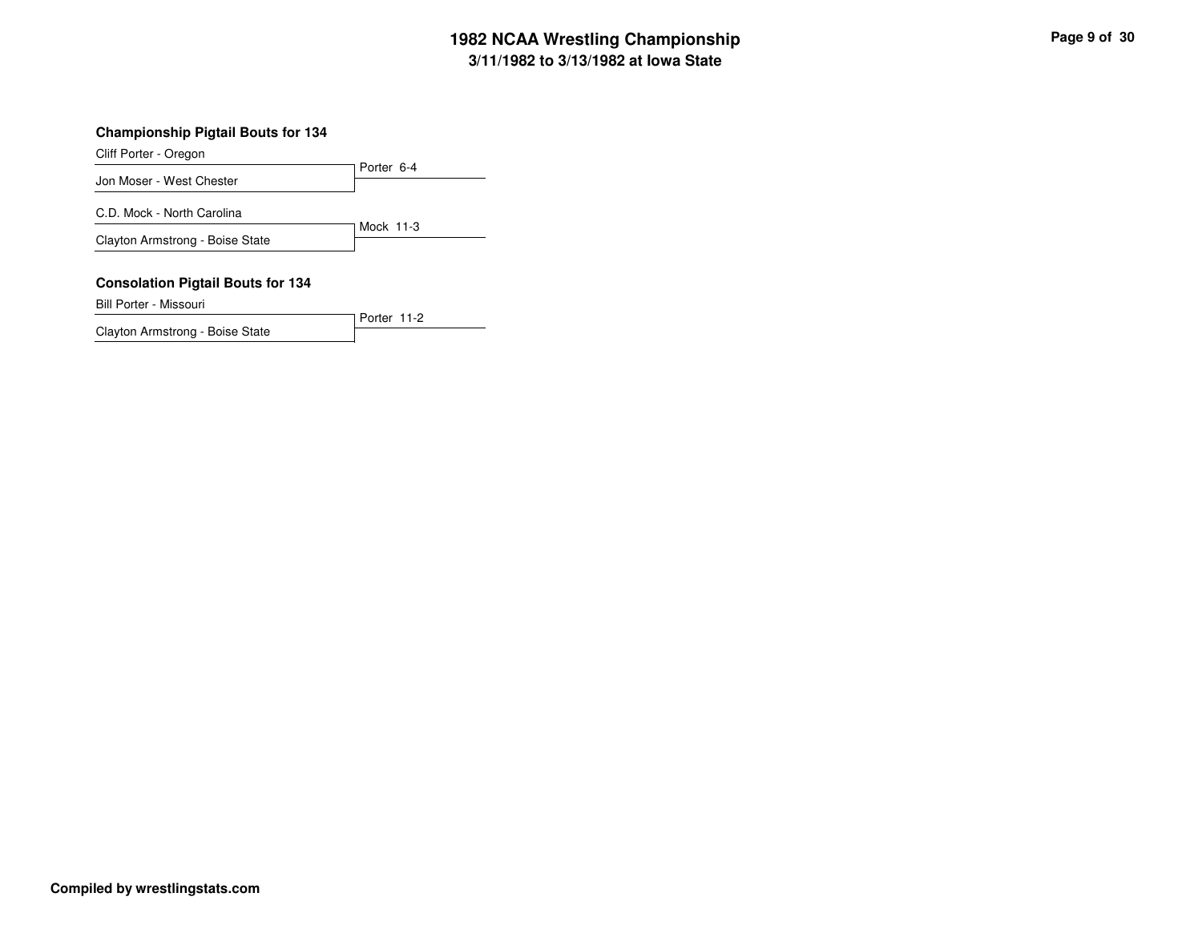# 1982 NCAA Wrestling Championship
## 3/11/1982 to 3/13/1982 at Iowa State

### Championship Pigtail Bouts for 134

| Wrestler | Result |
|---|---|
| Cliff Porter - Oregon | Porter 6-4 |
| Jon Moser - West Chester | |

| Wrestler | Result |
|---|---|
| C.D. Mock - North Carolina | Mock 11-3 |
| Clayton Armstrong - Boise State | |

### Consolation Pigtail Bouts for 134

| Wrestler | Result |
|---|---|
| Bill Porter - Missouri | Porter 11-2 |
| Clayton Armstrong - Boise State | |

**Compiled by wrestlingstats.com**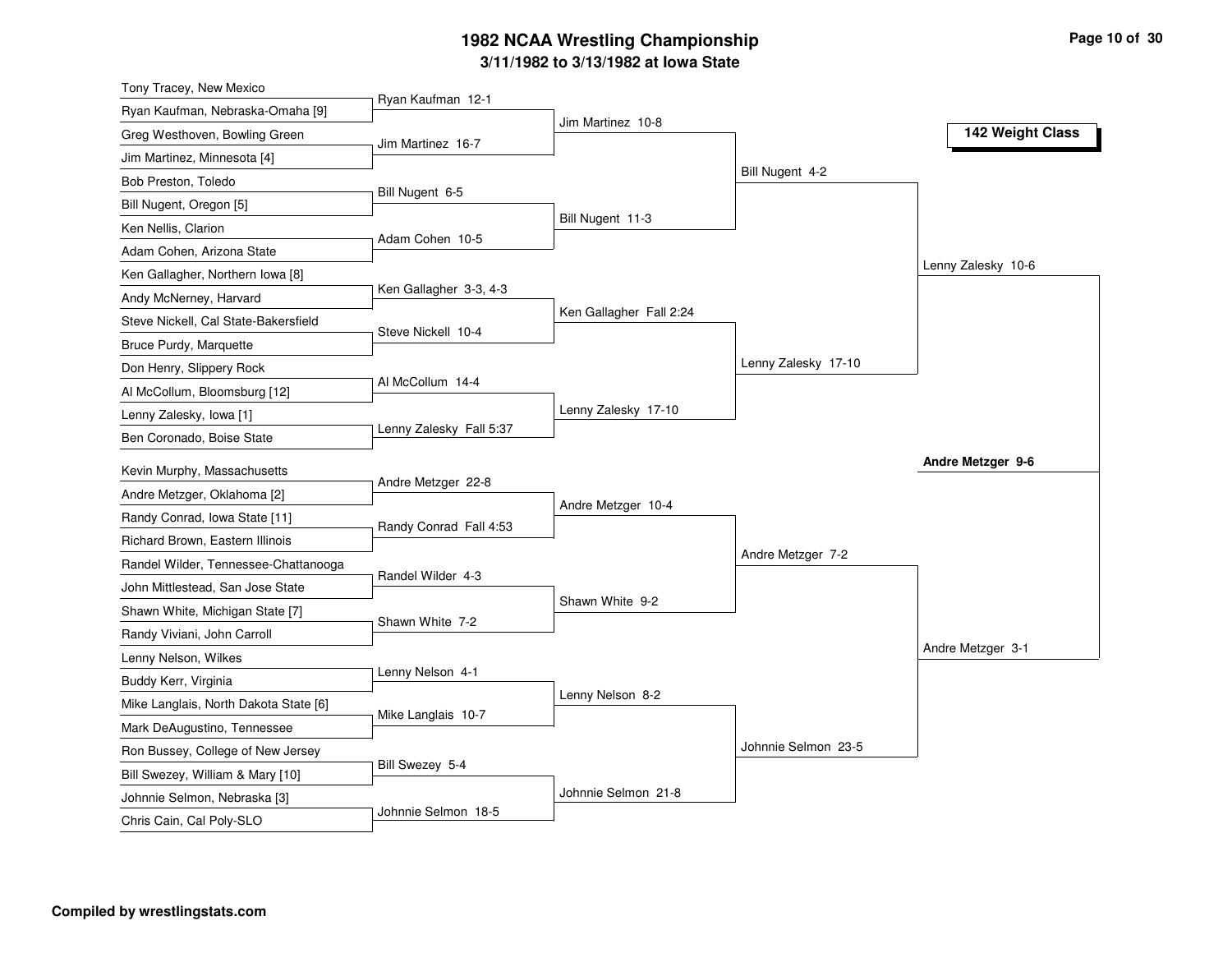# 1982 NCAA Wrestling Championship

## 3/11/1982 to 3/13/1982 at Iowa State

### 142 Weight Class

**First Round**

- Tony Tracey, New Mexico vs. Ryan Kaufman, Nebraska-Omaha [9] — Ryan Kaufman 12-1
- Greg Westhoven, Bowling Green vs. Jim Martinez, Minnesota [4] — Jim Martinez 16-7
- Bob Preston, Toledo vs. Bill Nugent, Oregon [5] — Bill Nugent 6-5
- Ken Nellis, Clarion vs. Adam Cohen, Arizona State — Adam Cohen 10-5
- Ken Gallagher, Northern Iowa [8] vs. Andy McNerney, Harvard — Ken Gallagher 3-3, 4-3
- Steve Nickell, Cal State-Bakersfield vs. Bruce Purdy, Marquette — Steve Nickell 10-4
- Don Henry, Slippery Rock vs. Al McCollum, Bloomsburg [12] — Al McCollum 14-4
- Lenny Zalesky, Iowa [1] vs. Ben Coronado, Boise State — Lenny Zalesky Fall 5:37
- Kevin Murphy, Massachusetts vs. Andre Metzger, Oklahoma [2] — Andre Metzger 22-8
- Randy Conrad, Iowa State [11] vs. Richard Brown, Eastern Illinois — Randy Conrad Fall 4:53
- Randel Wilder, Tennessee-Chattanooga vs. John Mittlestead, San Jose State — Randel Wilder 4-3
- Shawn White, Michigan State [7] vs. Randy Viviani, John Carroll — Shawn White 7-2
- Lenny Nelson, Wilkes vs. Buddy Kerr, Virginia — Lenny Nelson 4-1
- Mike Langlais, North Dakota State [6] vs. Mark DeAugustino, Tennessee — Mike Langlais 10-7
- Ron Bussey, College of New Jersey vs. Bill Swezey, William & Mary [10] — Bill Swezey 5-4
- Johnnie Selmon, Nebraska [3] vs. Chris Cain, Cal Poly-SLO — Johnnie Selmon 18-5

**Second Round**

- Jim Martinez 10-8
- Bill Nugent 11-3
- Ken Gallagher Fall 2:24
- Lenny Zalesky 17-10
- Andre Metzger 10-4
- Shawn White 9-2
- Lenny Nelson 8-2
- Johnnie Selmon 21-8

**Quarterfinals**

- Bill Nugent 4-2
- Lenny Zalesky 17-10
- Andre Metzger 7-2
- Johnnie Selmon 23-5

**Semifinals**

- Lenny Zalesky 10-6
- Andre Metzger 3-1

**Final**

- **Andre Metzger 9-6**

**Compiled by wrestlingstats.com**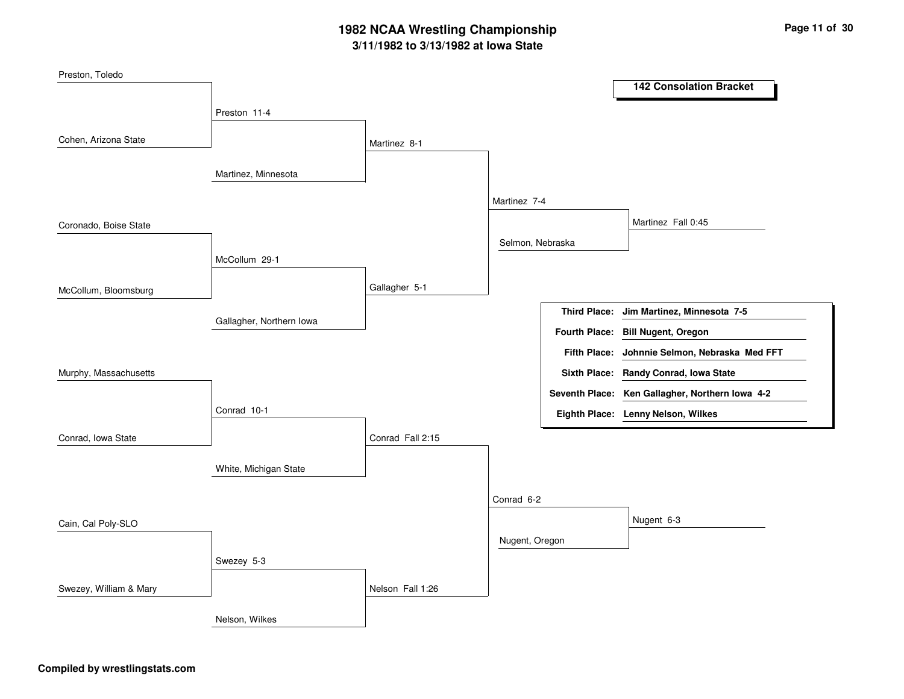# 1982 NCAA Wrestling Championship

## 3/11/1982 to 3/13/1982 at Iowa State

### 142 Consolation Bracket

**Round 1**

- Preston, Toledo vs. Cohen, Arizona State — Preston 11-4
- Coronado, Boise State vs. McCollum, Bloomsburg — McCollum 29-1
- Murphy, Massachusetts vs. Conrad, Iowa State — Conrad 10-1
- Cain, Cal Poly-SLO vs. Swezey, William & Mary — Swezey 5-3

**Round 2**

- Preston vs. Martinez, Minnesota — Martinez 8-1
- McCollum vs. Gallagher, Northern Iowa — Gallagher 5-1
- Conrad vs. White, Michigan State — Conrad Fall 2:15
- Swezey vs. Nelson, Wilkes — Nelson Fall 1:26

**Round 3**

- Martinez vs. Gallagher — Martinez 7-4
- Conrad vs. Nelson — Conrad 6-2

**Round 4**

- Martinez vs. Selmon, Nebraska — Martinez Fall 0:45
- Conrad vs. Nugent, Oregon — Nugent 6-3

| Place | Wrestler |
|---|---|
| Third Place: | Jim Martinez, Minnesota 7-5 |
| Fourth Place: | Bill Nugent, Oregon |
| Fifth Place: | Johnnie Selmon, Nebraska Med FFT |
| Sixth Place: | Randy Conrad, Iowa State |
| Seventh Place: | Ken Gallagher, Northern Iowa 4-2 |
| Eighth Place: | Lenny Nelson, Wilkes |

**Compiled by wrestlingstats.com**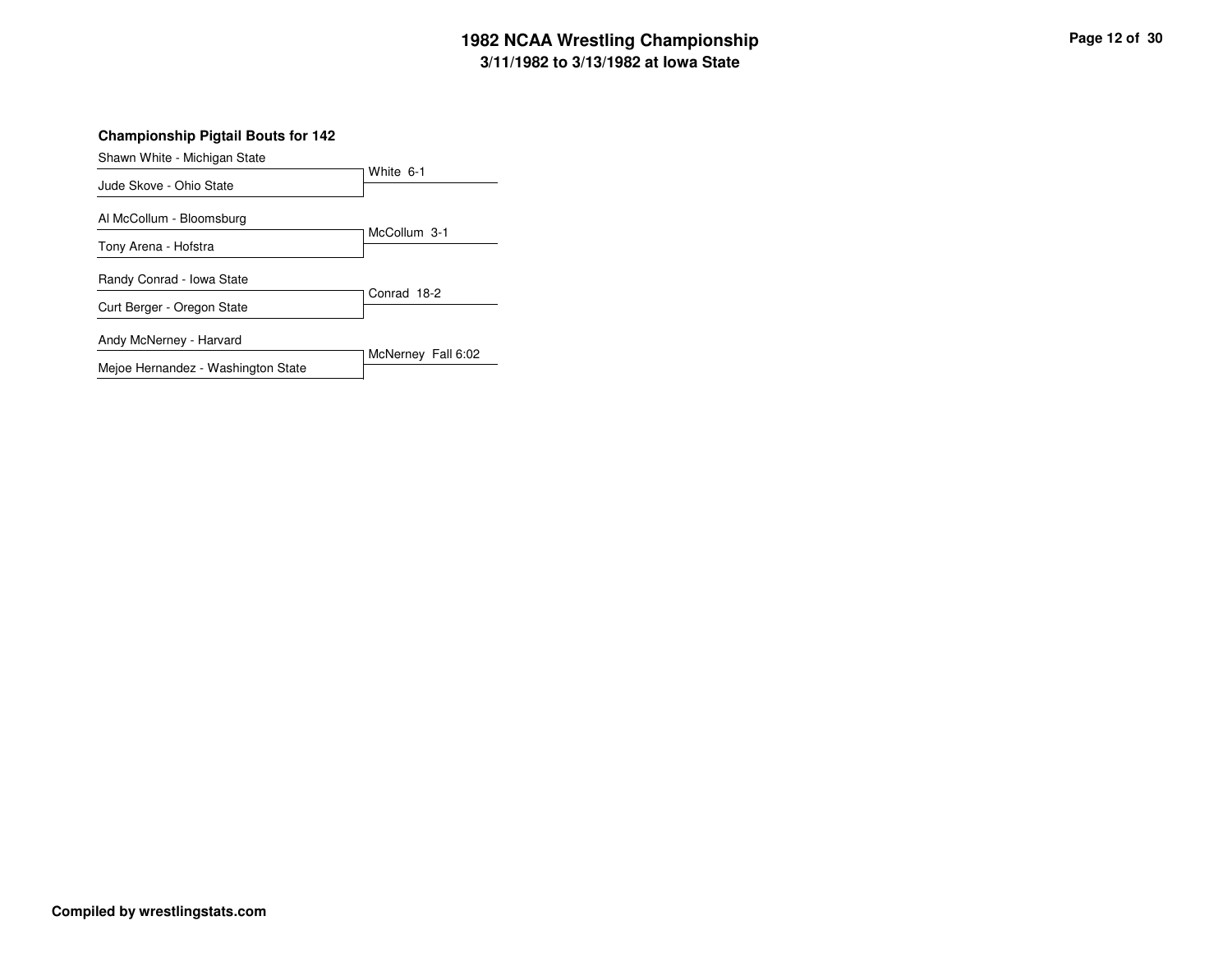# 1982 NCAA Wrestling Championship

## 3/11/1982 to 3/13/1982 at Iowa State

### Championship Pigtail Bouts for 142

| Wrestler 1 | Wrestler 2 | Result |
| --- | --- | --- |
| Shawn White - Michigan State | Jude Skove - Ohio State | White 6-1 |
| Al McCollum - Bloomsburg | Tony Arena - Hofstra | McCollum 3-1 |
| Randy Conrad - Iowa State | Curt Berger - Oregon State | Conrad 18-2 |
| Andy McNerney - Harvard | Mejoe Hernandez - Washington State | McNerney Fall 6:02 |

**Compiled by wrestlingstats.com**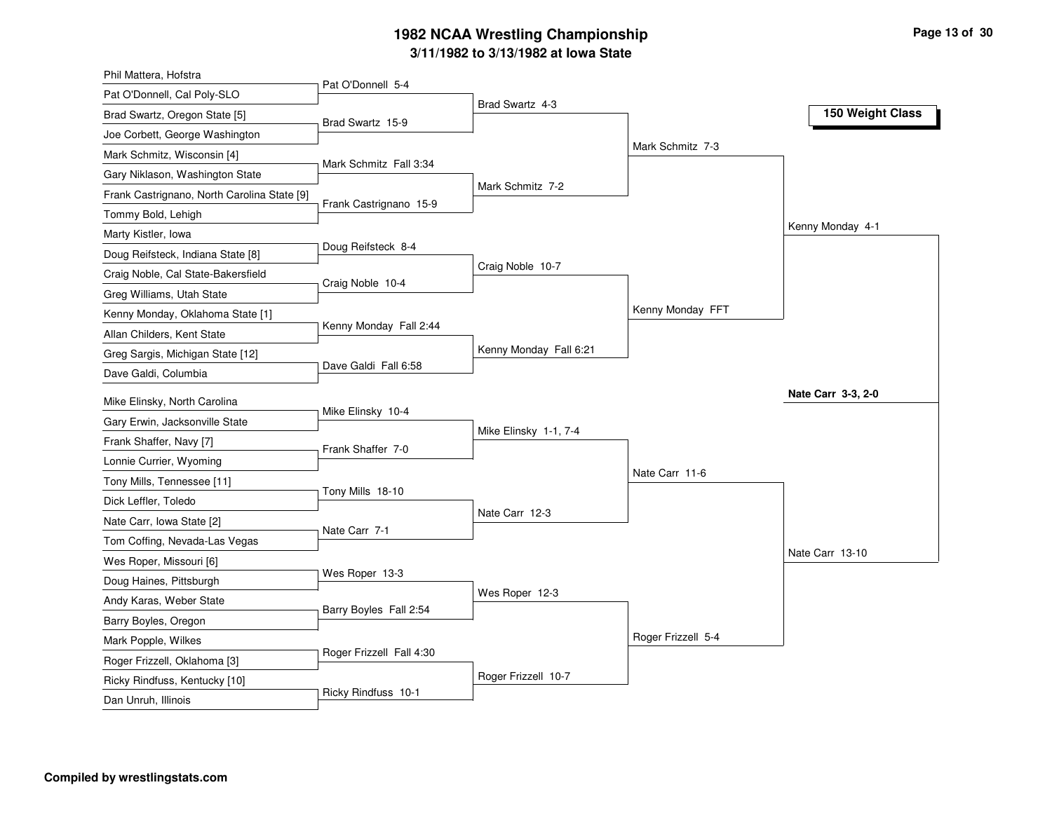# 1982 NCAA Wrestling Championship

## 3/11/1982 to 3/13/1982 at Iowa State

### 150 Weight Class

| First Round | Second Round | Quarterfinals | Semifinals | Final |
|---|---|---|---|---|
| Phil Mattera, Hofstra vs. Pat O'Donnell, Cal Poly-SLO: Pat O'Donnell 5-4 | Brad Swartz 4-3 | Mark Schmitz 7-3 | Kenny Monday 4-1 | **Nate Carr 3-3, 2-0** |
| Brad Swartz, Oregon State [5] vs. Joe Corbett, George Washington: Brad Swartz 15-9 | | | | |
| Mark Schmitz, Wisconsin [4] vs. Gary Niklason, Washington State: Mark Schmitz Fall 3:34 | Mark Schmitz 7-2 | | | |
| Frank Castrignano, North Carolina State [9] vs. Tommy Bold, Lehigh: Frank Castrignano 15-9 | | | | |
| Marty Kistler, Iowa vs. Doug Reifsteck, Indiana State [8]: Doug Reifsteck 8-4 | Craig Noble 10-7 | Kenny Monday FFT | | |
| Craig Noble, Cal State-Bakersfield vs. Greg Williams, Utah State: Craig Noble 10-4 | | | | |
| Kenny Monday, Oklahoma State [1] vs. Allan Childers, Kent State: Kenny Monday Fall 2:44 | Kenny Monday Fall 6:21 | | | |
| Greg Sargis, Michigan State [12] vs. Dave Galdi, Columbia: Dave Galdi Fall 6:58 | | | | |
| Mike Elinsky, North Carolina vs. Gary Erwin, Jacksonville State: Mike Elinsky 10-4 | Mike Elinsky 1-1, 7-4 | Nate Carr 11-6 | Nate Carr 13-10 | |
| Frank Shaffer, Navy [7] vs. Lonnie Currier, Wyoming: Frank Shaffer 7-0 | | | | |
| Tony Mills, Tennessee [11] vs. Dick Leffler, Toledo: Tony Mills 18-10 | Nate Carr 12-3 | | | |
| Nate Carr, Iowa State [2] vs. Tom Coffing, Nevada-Las Vegas: Nate Carr 7-1 | | | | |
| Wes Roper, Missouri [6] vs. Doug Haines, Pittsburgh: Wes Roper 13-3 | Wes Roper 12-3 | Roger Frizzell 5-4 | | |
| Andy Karas, Weber State vs. Barry Boyles, Oregon: Barry Boyles Fall 2:54 | | | | |
| Mark Popple, Wilkes vs. Roger Frizzell, Oklahoma [3]: Roger Frizzell Fall 4:30 | Roger Frizzell 10-7 | | | |
| Ricky Rindfuss, Kentucky [10] vs. Dan Unruh, Illinois: Ricky Rindfuss 10-1 | | | | |

**Compiled by wrestlingstats.com**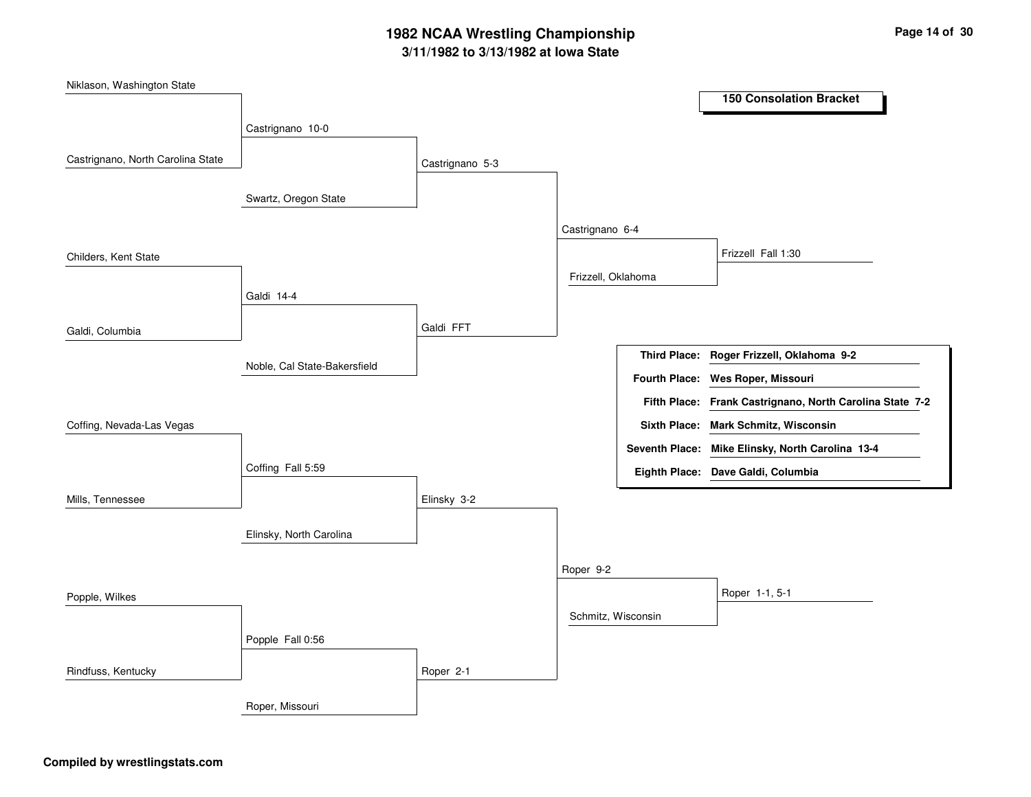# 1982 NCAA Wrestling Championship

## 3/11/1982 to 3/13/1982 at Iowa State

### 150 Consolation Bracket

**Round 1**

- Niklason, Washington State vs. Castrignano, North Carolina State — Castrignano 10-0
- Childers, Kent State vs. Galdi, Columbia — Galdi 14-4
- Coffing, Nevada-Las Vegas vs. Mills, Tennessee — Coffing Fall 5:59
- Popple, Wilkes vs. Rindfuss, Kentucky — Popple Fall 0:56

**Round 2**

- Castrignano vs. Swartz, Oregon State — Castrignano 5-3
- Galdi vs. Noble, Cal State-Bakersfield — Galdi FFT
- Coffing vs. Elinsky, North Carolina — Elinsky 3-2
- Popple vs. Roper, Missouri — Roper 2-1

**Round 3**

- Castrignano vs. Galdi — Castrignano 6-4
- Elinsky vs. Roper — Roper 9-2

**Round 4**

- Castrignano vs. Frizzell, Oklahoma — Frizzell Fall 1:30
- Roper vs. Schmitz, Wisconsin — Roper 1-1, 5-1

| | |
|---|---|
| **Third Place:** | **Roger Frizzell, Oklahoma 9-2** |
| **Fourth Place:** | **Wes Roper, Missouri** |
| **Fifth Place:** | **Frank Castrignano, North Carolina State 7-2** |
| **Sixth Place:** | **Mark Schmitz, Wisconsin** |
| **Seventh Place:** | **Mike Elinsky, North Carolina 13-4** |
| **Eighth Place:** | **Dave Galdi, Columbia** |

**Compiled by wrestlingstats.com**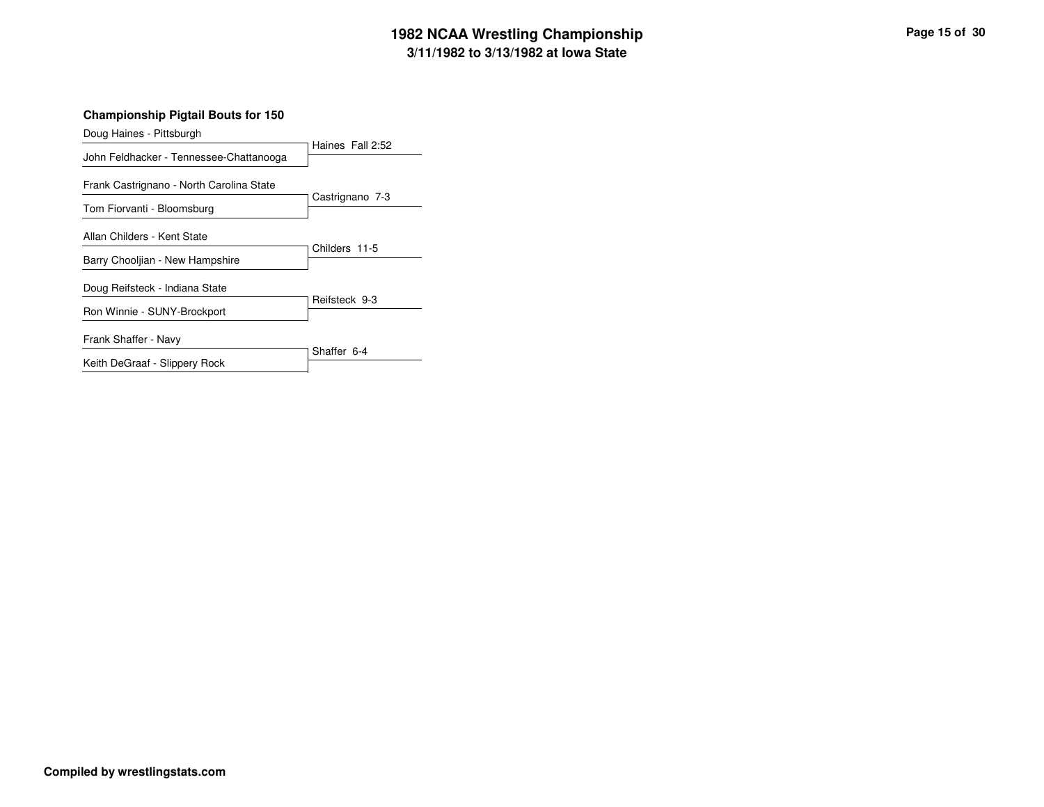# 1982 NCAA Wrestling Championship
## 3/11/1982 to 3/13/1982 at Iowa State

### Championship Pigtail Bouts for 150

| Wrestler 1 | Wrestler 2 | Result |
|---|---|---|
| Doug Haines - Pittsburgh | John Feldhacker - Tennessee-Chattanooga | Haines Fall 2:52 |
| Frank Castrignano - North Carolina State | Tom Fiorvanti - Bloomsburg | Castrignano 7-3 |
| Allan Childers - Kent State | Barry Chooljian - New Hampshire | Childers 11-5 |
| Doug Reifsteck - Indiana State | Ron Winnie - SUNY-Brockport | Reifsteck 9-3 |
| Frank Shaffer - Navy | Keith DeGraaf - Slippery Rock | Shaffer 6-4 |

**Compiled by wrestlingstats.com**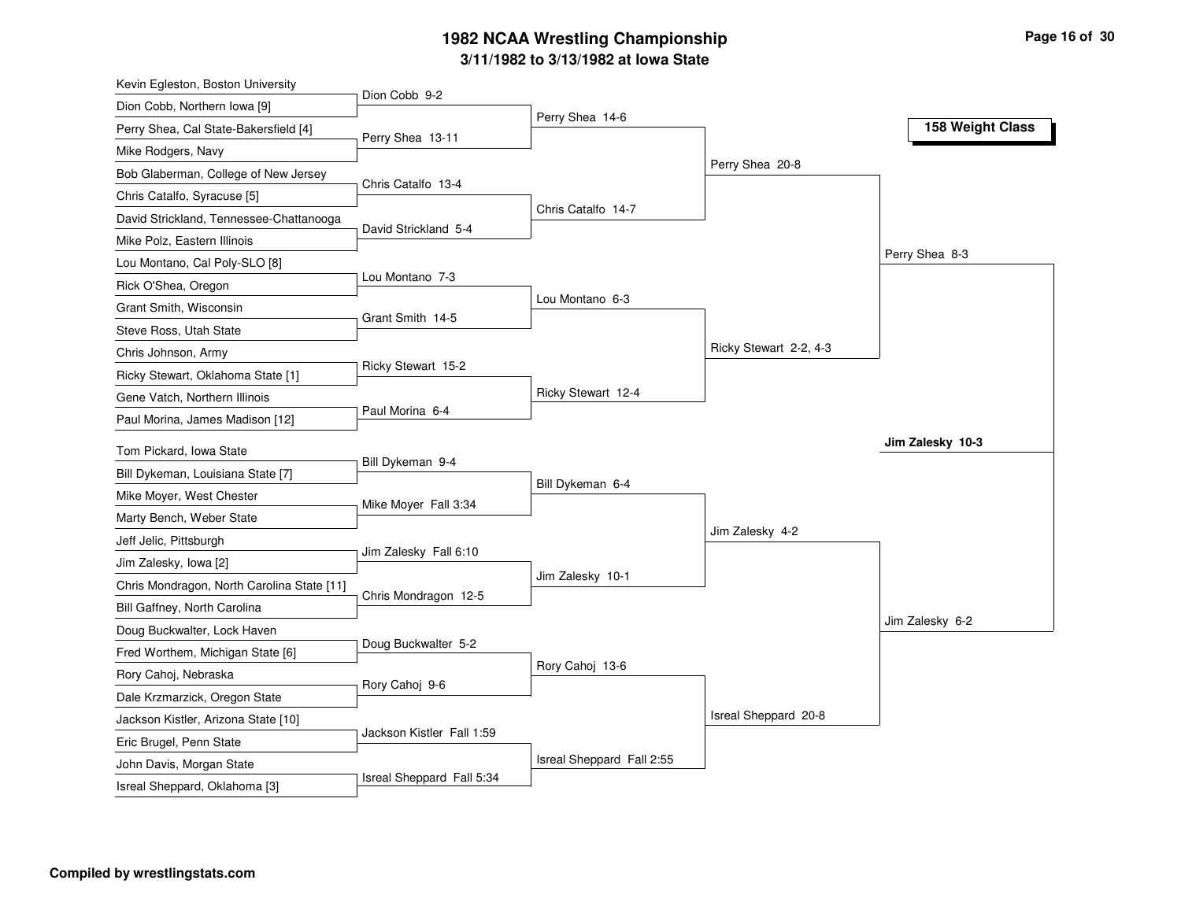# 1982 NCAA Wrestling Championship

## 3/11/1982 to 3/13/1982 at Iowa State

### 158 Weight Class

**First Round**

- Kevin Egleston, Boston University vs. Dion Cobb, Northern Iowa [9] — Dion Cobb 9-2
- Perry Shea, Cal State-Bakersfield [4] vs. Mike Rodgers, Navy — Perry Shea 13-11
- Bob Glaberman, College of New Jersey vs. Chris Catalfo, Syracuse [5] — Chris Catalfo 13-4
- David Strickland, Tennessee-Chattanooga vs. Mike Polz, Eastern Illinois — David Strickland 5-4
- Lou Montano, Cal Poly-SLO [8] vs. Rick O'Shea, Oregon — Lou Montano 7-3
- Grant Smith, Wisconsin vs. Steve Ross, Utah State — Grant Smith 14-5
- Chris Johnson, Army vs. Ricky Stewart, Oklahoma State [1] — Ricky Stewart 15-2
- Gene Vatch, Northern Illinois vs. Paul Morina, James Madison [12] — Paul Morina 6-4
- Tom Pickard, Iowa State vs. Bill Dykeman, Louisiana State [7] — Bill Dykeman 9-4
- Mike Moyer, West Chester vs. Marty Bench, Weber State — Mike Moyer Fall 3:34
- Jeff Jelic, Pittsburgh vs. Jim Zalesky, Iowa [2] — Jim Zalesky Fall 6:10
- Chris Mondragon, North Carolina State [11] vs. Bill Gaffney, North Carolina — Chris Mondragon 12-5
- Doug Buckwalter, Lock Haven vs. Fred Worthem, Michigan State [6] — Doug Buckwalter 5-2
- Rory Cahoj, Nebraska vs. Dale Krzmarzick, Oregon State — Rory Cahoj 9-6
- Jackson Kistler, Arizona State [10] vs. Eric Brugel, Penn State — Jackson Kistler Fall 1:59
- John Davis, Morgan State vs. Isreal Sheppard, Oklahoma [3] — Isreal Sheppard Fall 5:34

**Second Round**

- Perry Shea 14-6
- Chris Catalfo 14-7
- Lou Montano 6-3
- Ricky Stewart 12-4
- Bill Dykeman 6-4
- Jim Zalesky 10-1
- Rory Cahoj 13-6
- Isreal Sheppard Fall 2:55

**Quarterfinals**

- Perry Shea 20-8
- Ricky Stewart 2-2, 4-3
- Jim Zalesky 4-2
- Isreal Sheppard 20-8

**Semifinals**

- Perry Shea 8-3
- Jim Zalesky 6-2

**Champion**

**Jim Zalesky 10-3**

**Compiled by wrestlingstats.com**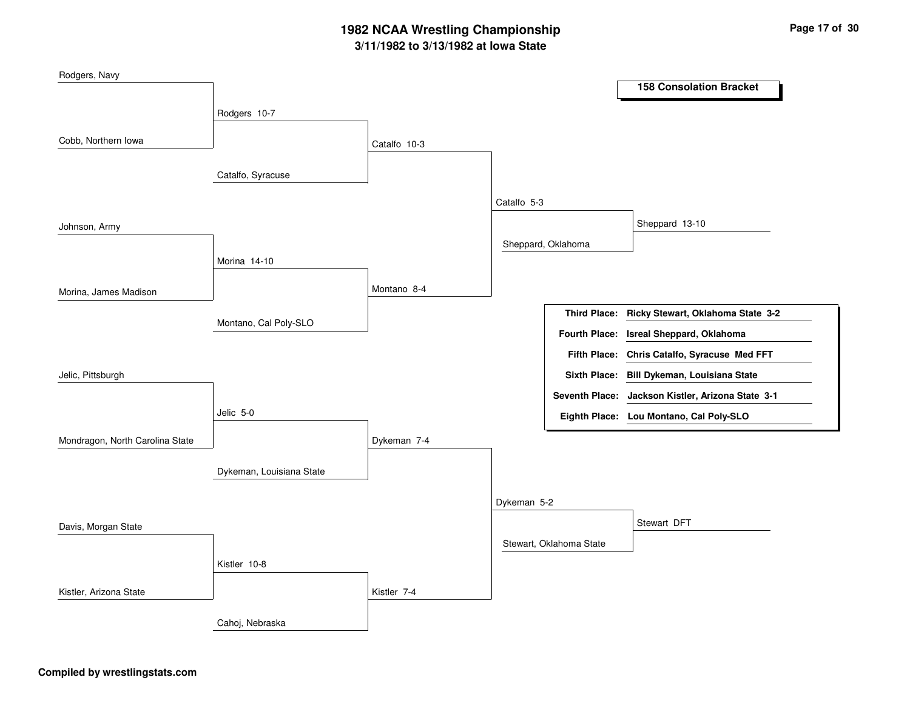# 1982 NCAA Wrestling Championship

## 3/11/1982 to 3/13/1982 at Iowa State

### 158 Consolation Bracket

**Round 1**

- Rodgers, Navy vs. Cobb, Northern Iowa — Rodgers 10-7
- Johnson, Army vs. Morina, James Madison — Morina 14-10
- Jelic, Pittsburgh vs. Mondragon, North Carolina State — Jelic 5-0
- Davis, Morgan State vs. Kistler, Arizona State — Kistler 10-8

**Round 2**

- Rodgers vs. Catalfo, Syracuse — Catalfo 10-3
- Morina vs. Montano, Cal Poly-SLO — Montano 8-4
- Jelic vs. Dykeman, Louisiana State — Dykeman 7-4
- Kistler vs. Cahoj, Nebraska — Kistler 7-4

**Round 3**

- Catalfo vs. Montano — Catalfo 5-3
- Dykeman vs. Kistler — Dykeman 5-2

**Round 4**

- Catalfo vs. Sheppard, Oklahoma — Sheppard 13-10
- Dykeman vs. Stewart, Oklahoma State — Stewart DFT

| Place | Wrestler |
|---|---|
| **Third Place:** | **Ricky Stewart, Oklahoma State 3-2** |
| **Fourth Place:** | **Isreal Sheppard, Oklahoma** |
| **Fifth Place:** | **Chris Catalfo, Syracuse Med FFT** |
| **Sixth Place:** | **Bill Dykeman, Louisiana State** |
| **Seventh Place:** | **Jackson Kistler, Arizona State 3-1** |
| **Eighth Place:** | **Lou Montano, Cal Poly-SLO** |

**Compiled by wrestlingstats.com**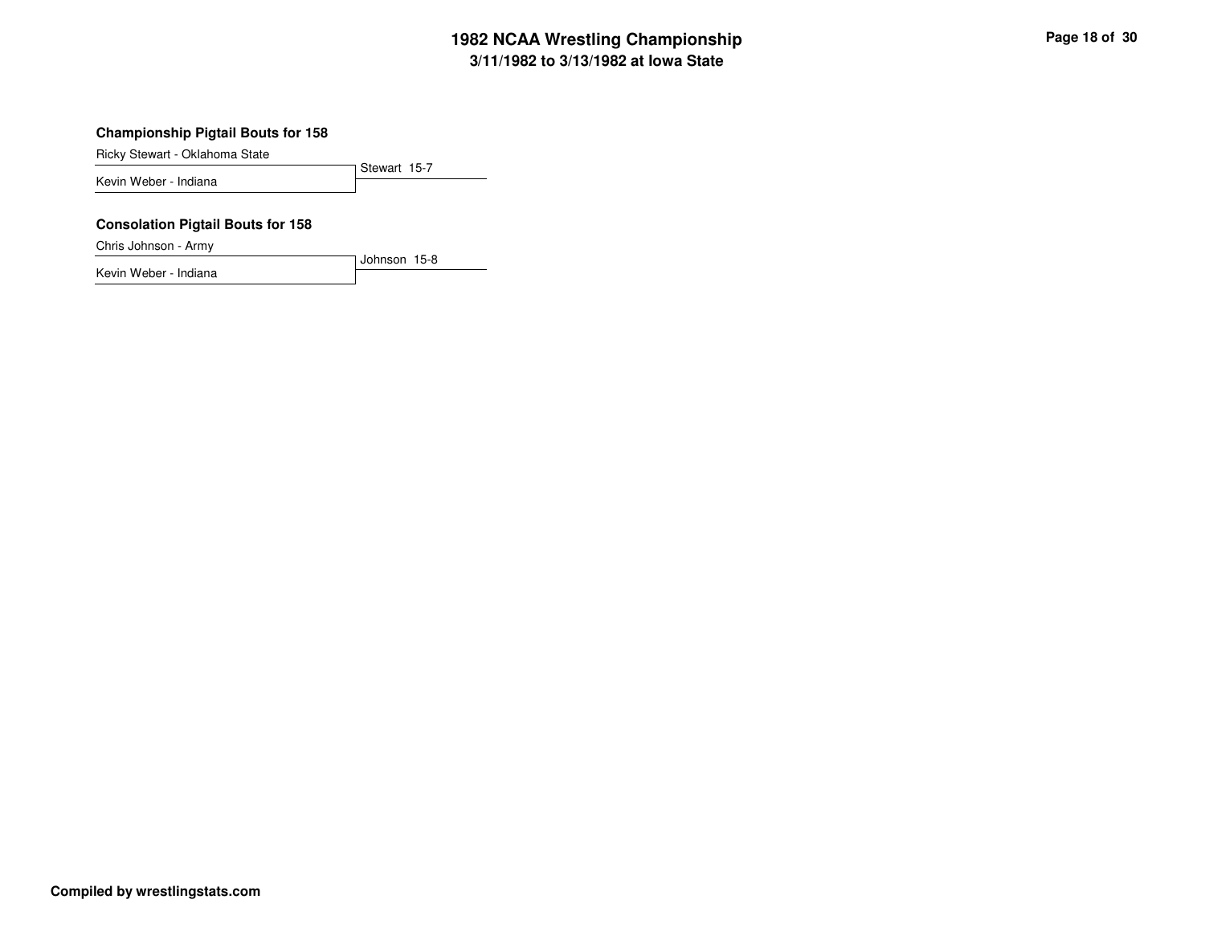### Championship Pigtail Bouts for 158

| Wrestler | Result |
|---|---|
| Ricky Stewart - Oklahoma State | Stewart 15-7 |
| Kevin Weber - Indiana | |

### Consolation Pigtail Bouts for 158

| Wrestler | Result |
|---|---|
| Chris Johnson - Army | Johnson 15-8 |
| Kevin Weber - Indiana | |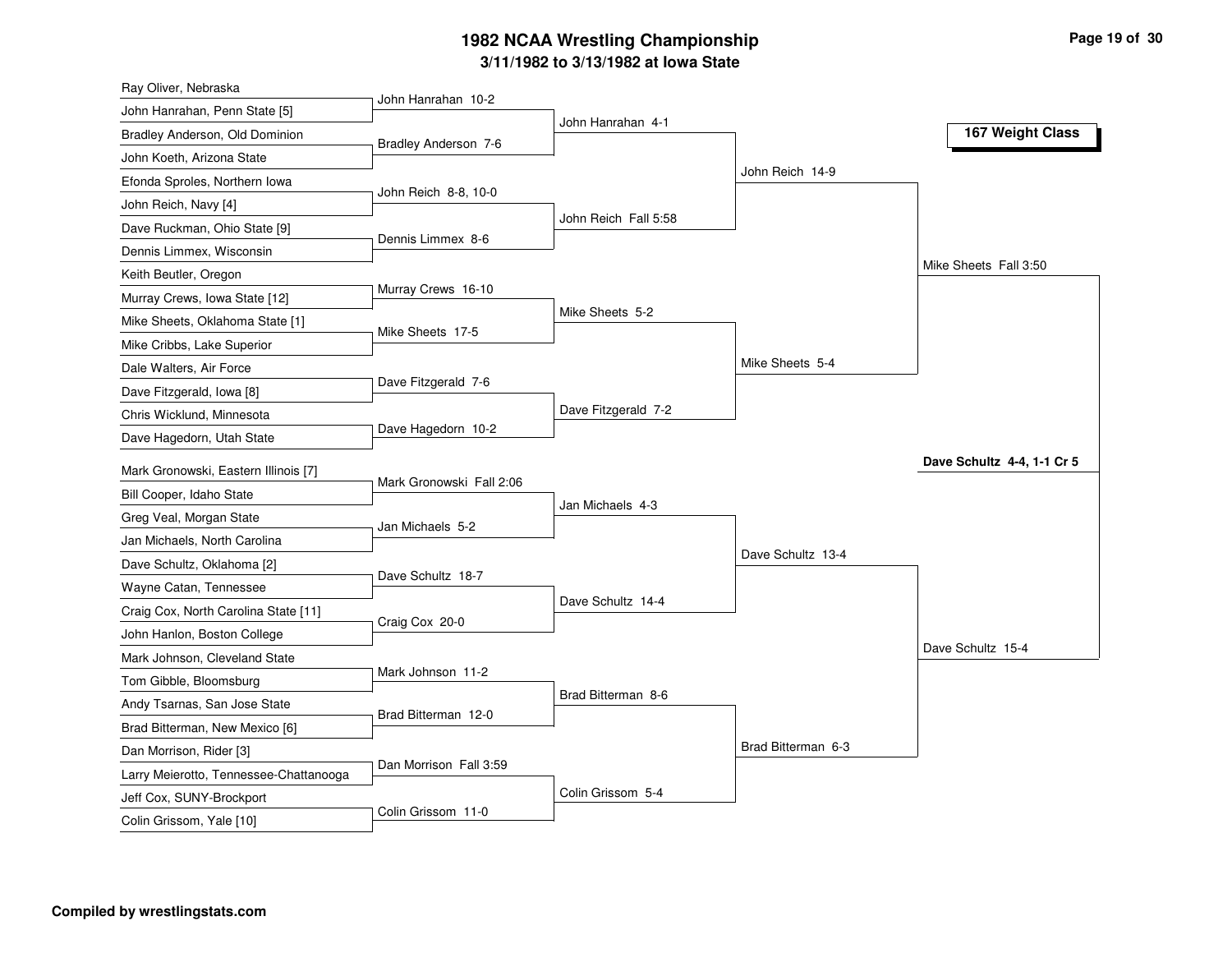# 1982 NCAA Wrestling Championship

## 3/11/1982 to 3/13/1982 at Iowa State

### 167 Weight Class

**First Round**

- Ray Oliver, Nebraska vs. John Hanrahan, Penn State [5] — John Hanrahan 10-2
- Bradley Anderson, Old Dominion vs. John Koeth, Arizona State — Bradley Anderson 7-6
- Efonda Sproles, Northern Iowa vs. John Reich, Navy [4] — John Reich 8-8, 10-0
- Dave Ruckman, Ohio State [9] vs. Dennis Limmex, Wisconsin — Dennis Limmex 8-6
- Keith Beutler, Oregon vs. Murray Crews, Iowa State [12] — Murray Crews 16-10
- Mike Sheets, Oklahoma State [1] vs. Mike Cribbs, Lake Superior — Mike Sheets 17-5
- Dale Walters, Air Force vs. Dave Fitzgerald, Iowa [8] — Dave Fitzgerald 7-6
- Chris Wicklund, Minnesota vs. Dave Hagedorn, Utah State — Dave Hagedorn 10-2
- Mark Gronowski, Eastern Illinois [7] vs. Bill Cooper, Idaho State — Mark Gronowski Fall 2:06
- Greg Veal, Morgan State vs. Jan Michaels, North Carolina — Jan Michaels 5-2
- Dave Schultz, Oklahoma [2] vs. Wayne Catan, Tennessee — Dave Schultz 18-7
- Craig Cox, North Carolina State [11] vs. John Hanlon, Boston College — Craig Cox 20-0
- Mark Johnson, Cleveland State vs. Tom Gibble, Bloomsburg — Mark Johnson 11-2
- Andy Tsarnas, San Jose State vs. Brad Bitterman, New Mexico [6] — Brad Bitterman 12-0
- Dan Morrison, Rider [3] vs. Larry Meierotto, Tennessee-Chattanooga — Dan Morrison Fall 3:59
- Jeff Cox, SUNY-Brockport vs. Colin Grissom, Yale [10] — Colin Grissom 11-0

**Second Round**

- John Hanrahan 4-1
- John Reich Fall 5:58
- Mike Sheets 5-2
- Dave Fitzgerald 7-2
- Jan Michaels 4-3
- Dave Schultz 14-4
- Brad Bitterman 8-6
- Colin Grissom 5-4

**Quarterfinals**

- John Reich 14-9
- Mike Sheets 5-4
- Dave Schultz 13-4
- Brad Bitterman 6-3

**Semifinals**

- Mike Sheets Fall 3:50
- Dave Schultz 15-4

**Final**

**Dave Schultz 4-4, 1-1 Cr 5**

Compiled by wrestlingstats.com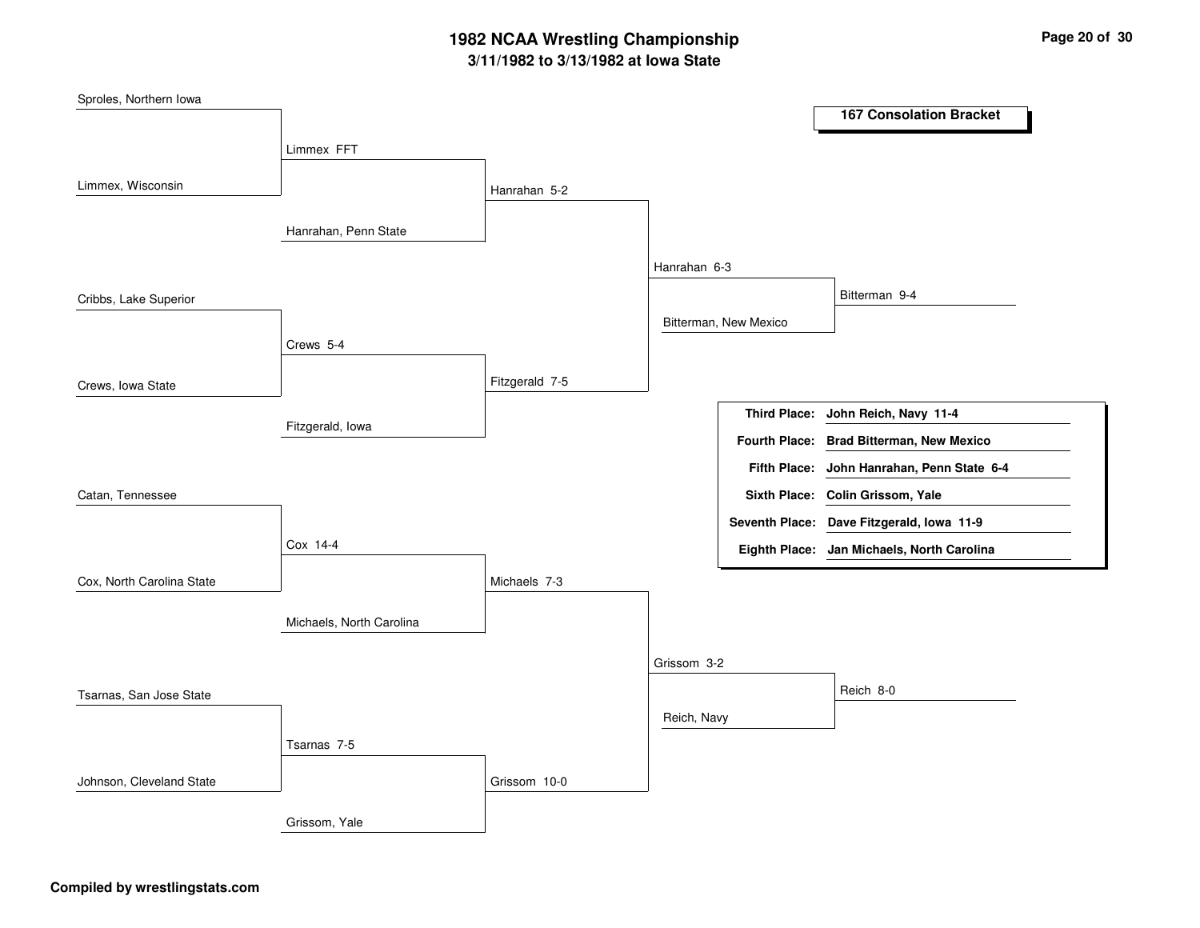# 1982 NCAA Wrestling Championship

## 3/11/1982 to 3/13/1982 at Iowa State

### 167 Consolation Bracket

**Round 1**

- Sproles, Northern Iowa vs. Limmex, Wisconsin — Limmex FFT
- Cribbs, Lake Superior vs. Crews, Iowa State — Crews 5-4
- Catan, Tennessee vs. Cox, North Carolina State — Cox 14-4
- Tsarnas, San Jose State vs. Johnson, Cleveland State — Tsarnas 7-5

**Round 2**

- Limmex vs. Hanrahan, Penn State — Hanrahan 5-2
- Crews vs. Fitzgerald, Iowa — Fitzgerald 7-5
- Cox vs. Michaels, North Carolina — Michaels 7-3
- Tsarnas vs. Grissom, Yale — Grissom 10-0

**Round 3**

- Hanrahan vs. Fitzgerald — Hanrahan 6-3
- Michaels vs. Grissom — Grissom 3-2

**Round 4**

- Hanrahan vs. Bitterman, New Mexico — Bitterman 9-4
- Grissom vs. Reich, Navy — Reich 8-0

| Place | Wrestler |
|---|---|
| **Third Place:** | **John Reich, Navy 11-4** |
| **Fourth Place:** | **Brad Bitterman, New Mexico** |
| **Fifth Place:** | **John Hanrahan, Penn State 6-4** |
| **Sixth Place:** | **Colin Grissom, Yale** |
| **Seventh Place:** | **Dave Fitzgerald, Iowa 11-9** |
| **Eighth Place:** | **Jan Michaels, North Carolina** |

**Compiled by wrestlingstats.com**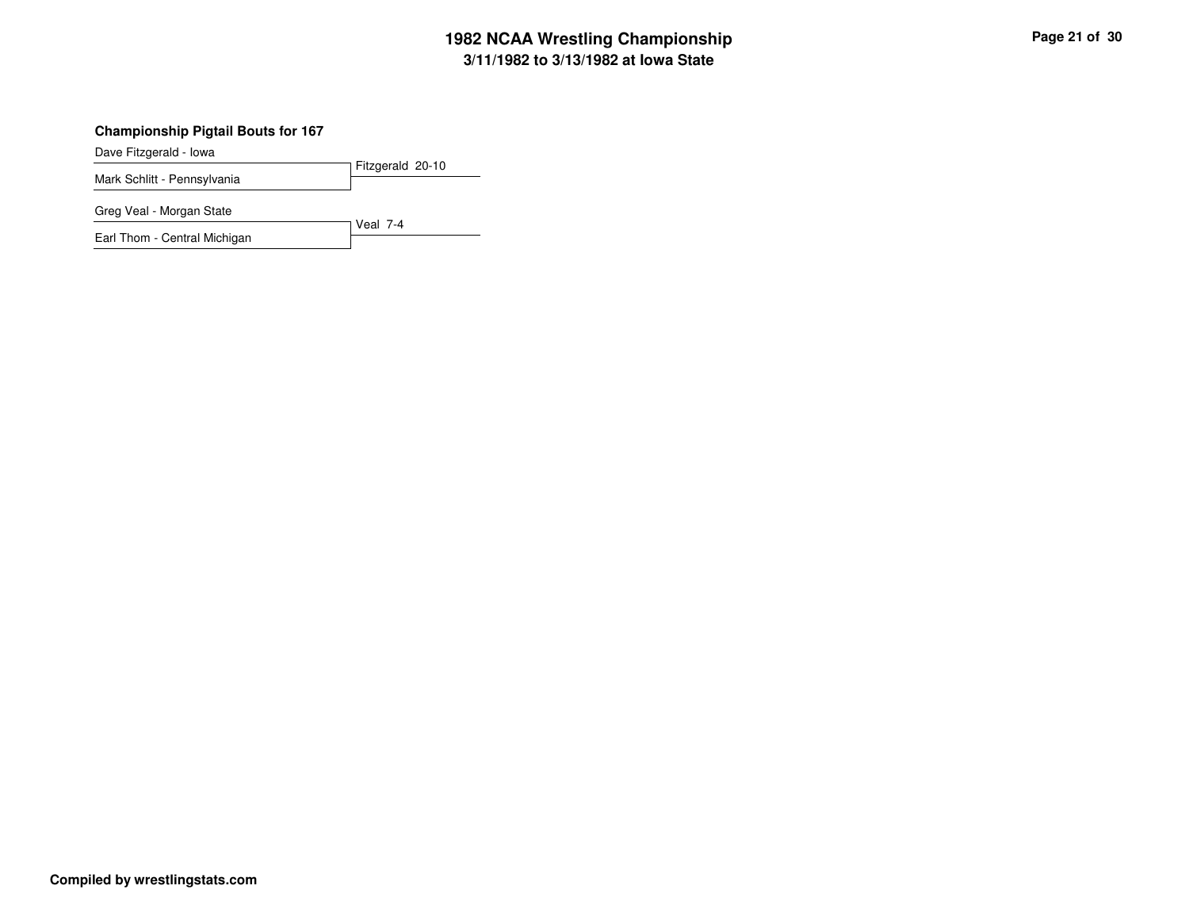# 1982 NCAA Wrestling Championship

## 3/11/1982 to 3/13/1982 at Iowa State

### Championship Pigtail Bouts for 167

| Wrestlers | Result |
|---|---|
| Dave Fitzgerald - Iowa<br>Mark Schlitt - Pennsylvania | Fitzgerald 20-10 |
| Greg Veal - Morgan State<br>Earl Thom - Central Michigan | Veal 7-4 |

**Compiled by wrestlingstats.com**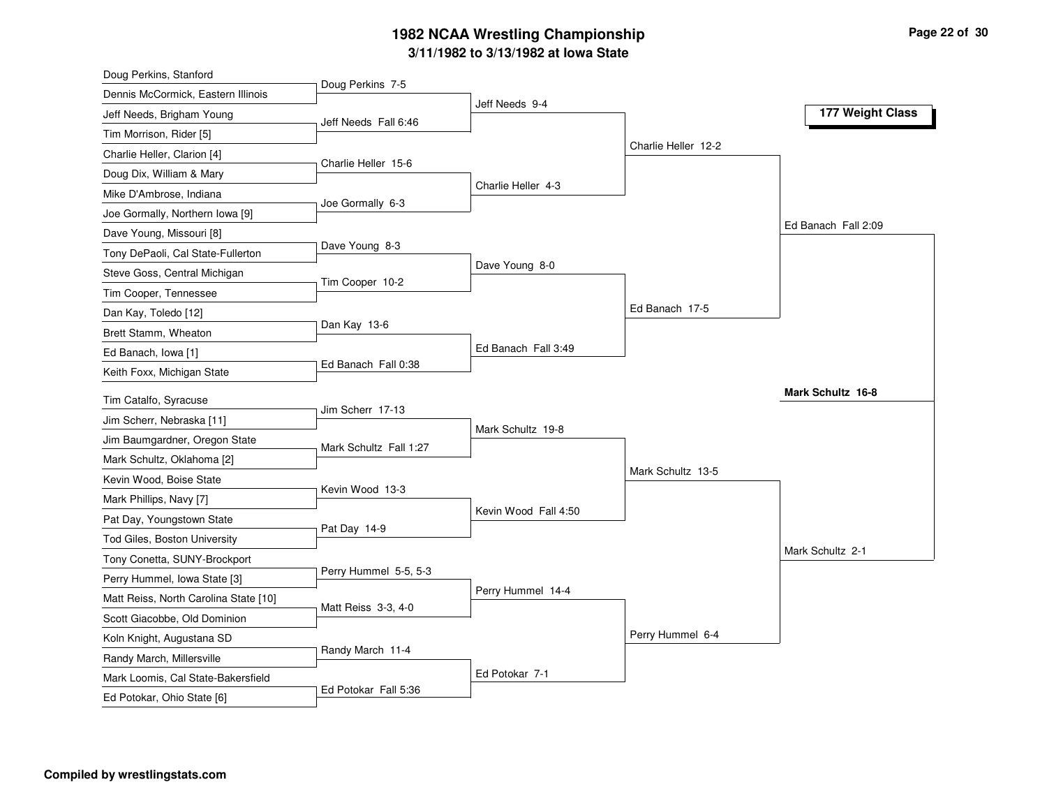# 1982 NCAA Wrestling Championship

## 3/11/1982 to 3/13/1982 at Iowa State

### 177 Weight Class

**First Round**

| Wrestler 1 | Wrestler 2 | Result |
| --- | --- | --- |
| Doug Perkins, Stanford | Dennis McCormick, Eastern Illinois | Doug Perkins 7-5 |
| Jeff Needs, Brigham Young | Tim Morrison, Rider [5] | Jeff Needs Fall 6:46 |
| Charlie Heller, Clarion [4] | Doug Dix, William & Mary | Charlie Heller 15-6 |
| Mike D'Ambrose, Indiana | Joe Gormally, Northern Iowa [9] | Joe Gormally 6-3 |
| Dave Young, Missouri [8] | Tony DePaoli, Cal State-Fullerton | Dave Young 8-3 |
| Steve Goss, Central Michigan | Tim Cooper, Tennessee | Tim Cooper 10-2 |
| Dan Kay, Toledo [12] | Brett Stamm, Wheaton | Dan Kay 13-6 |
| Ed Banach, Iowa [1] | Keith Foxx, Michigan State | Ed Banach Fall 0:38 |
| Tim Catalfo, Syracuse | Jim Scherr, Nebraska [11] | Jim Scherr 17-13 |
| Jim Baumgardner, Oregon State | Mark Schultz, Oklahoma [2] | Mark Schultz Fall 1:27 |
| Kevin Wood, Boise State | Mark Phillips, Navy [7] | Kevin Wood 13-3 |
| Pat Day, Youngstown State | Tod Giles, Boston University | Pat Day 14-9 |
| Tony Conetta, SUNY-Brockport | Perry Hummel, Iowa State [3] | Perry Hummel 5-5, 5-3 |
| Matt Reiss, North Carolina State [10] | Scott Giacobbe, Old Dominion | Matt Reiss 3-3, 4-0 |
| Koln Knight, Augustana SD | Randy March, Millersville | Randy March 11-4 |
| Mark Loomis, Cal State-Bakersfield | Ed Potokar, Ohio State [6] | Ed Potokar Fall 5:36 |

**Second Round**

- Jeff Needs 9-4
- Charlie Heller 4-3
- Dave Young 8-0
- Ed Banach Fall 3:49
- Mark Schultz 19-8
- Kevin Wood Fall 4:50
- Perry Hummel 14-4
- Ed Potokar 7-1

**Quarterfinals**

- Charlie Heller 12-2
- Ed Banach 17-5
- Mark Schultz 13-5
- Perry Hummel 6-4

**Semifinals**

- Ed Banach Fall 2:09
- Mark Schultz 2-1

**Final**

- **Mark Schultz 16-8**

Compiled by wrestlingstats.com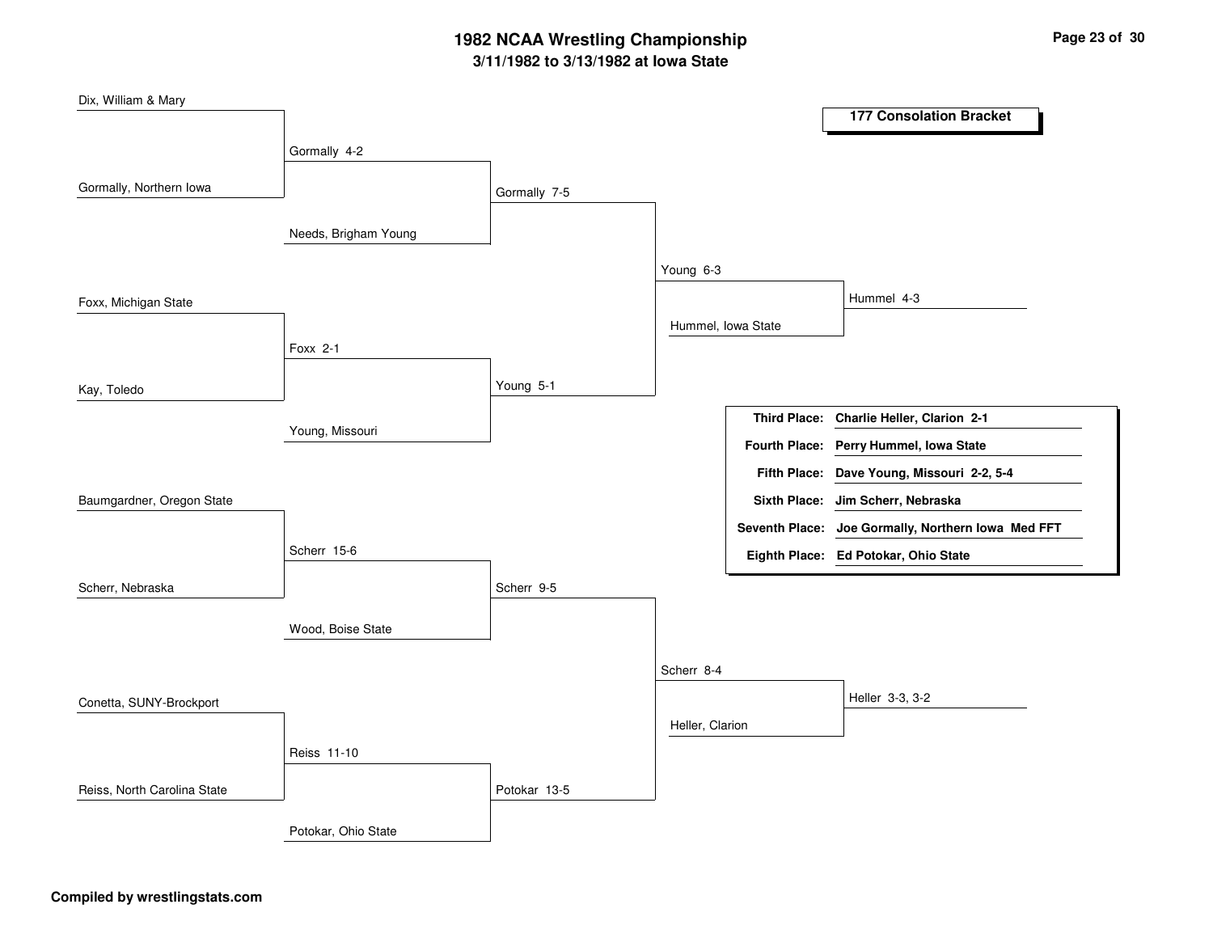# 1982 NCAA Wrestling Championship

## 3/11/1982 to 3/13/1982 at Iowa State

### 177 Consolation Bracket

**First Round**

- Dix, William & Mary vs. Gormally, Northern Iowa — Gormally 4-2
- Foxx, Michigan State vs. Kay, Toledo — Foxx 2-1
- Baumgardner, Oregon State vs. Scherr, Nebraska — Scherr 15-6
- Conetta, SUNY-Brockport vs. Reiss, North Carolina State — Reiss 11-10

**Second Round**

- Gormally vs. Needs, Brigham Young — Gormally 7-5
- Foxx vs. Young, Missouri — Young 5-1
- Scherr vs. Wood, Boise State — Scherr 9-5
- Reiss vs. Potokar, Ohio State — Potokar 13-5

**Third Round**

- Gormally vs. Young — Young 6-3
- Scherr vs. Potokar — Scherr 8-4

**Fourth Round**

- Young vs. Hummel, Iowa State — Hummel 4-3
- Scherr vs. Heller, Clarion — Heller 3-3, 3-2

| Place | Wrestler |
|---|---|
| **Third Place:** | **Charlie Heller, Clarion 2-1** |
| **Fourth Place:** | **Perry Hummel, Iowa State** |
| **Fifth Place:** | **Dave Young, Missouri 2-2, 5-4** |
| **Sixth Place:** | **Jim Scherr, Nebraska** |
| **Seventh Place:** | **Joe Gormally, Northern Iowa Med FFT** |
| **Eighth Place:** | **Ed Potokar, Ohio State** |

**Compiled by wrestlingstats.com**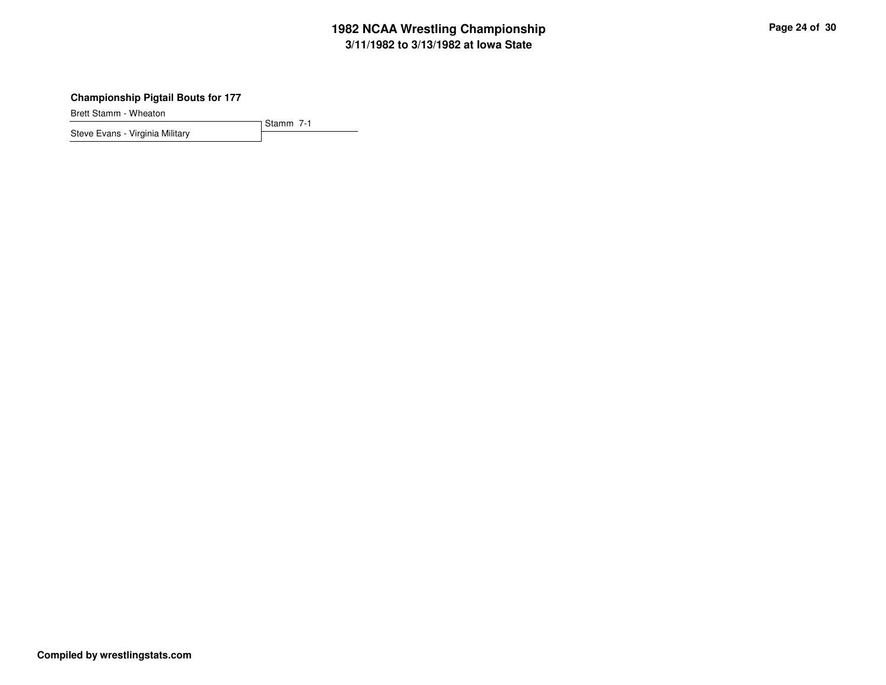### Championship Pigtail Bouts for 177

| Wrestler | Result |
| --- | --- |
| Brett Stamm - Wheaton | Stamm 7-1 |
| Steve Evans - Virginia Military | |

**Compiled by wrestlingstats.com**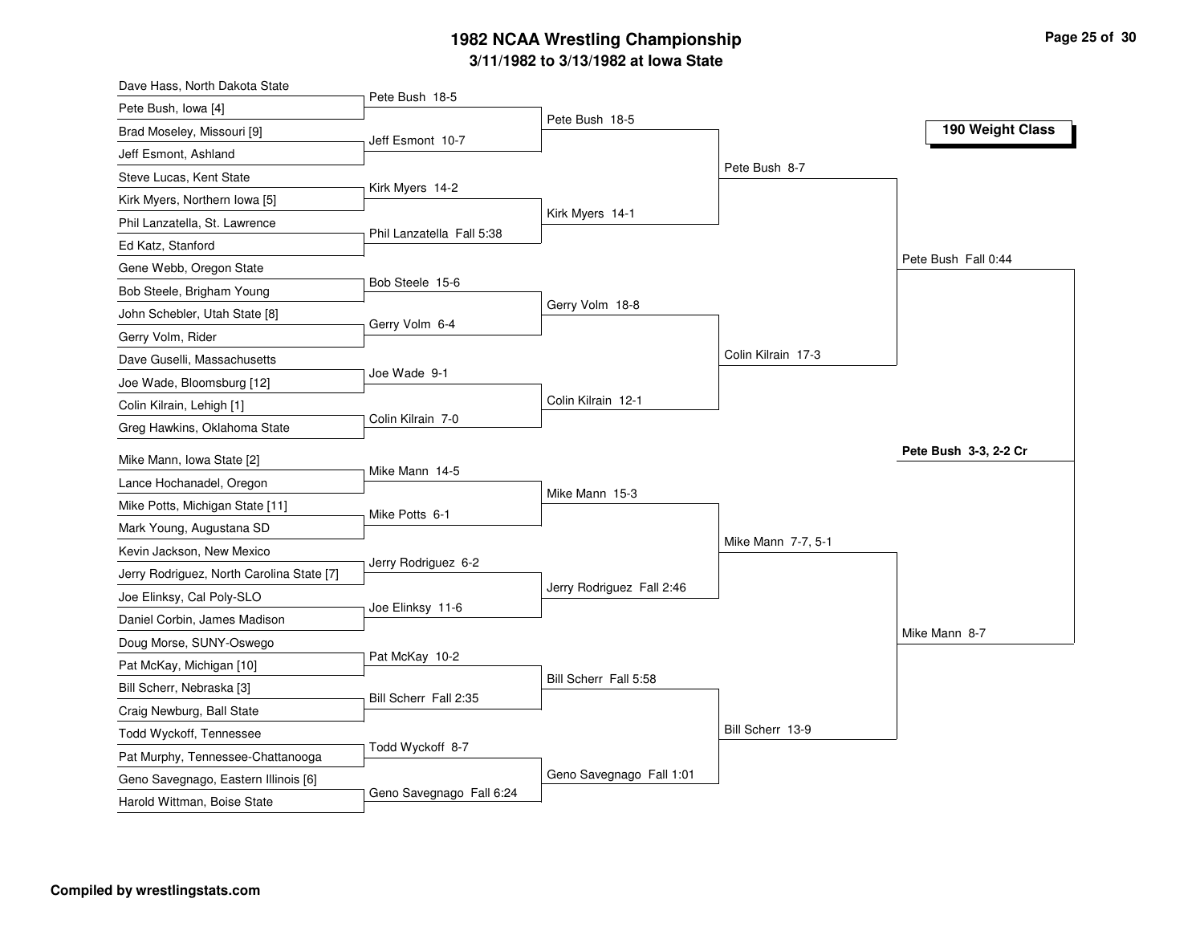# 1982 NCAA Wrestling Championship

## 3/11/1982 to 3/13/1982 at Iowa State

### 190 Weight Class

#### First Round

| Wrestler | Wrestler | Winner |
|---|---|---|
| Dave Hass, North Dakota State | Pete Bush, Iowa [4] | Pete Bush 18-5 |
| Brad Moseley, Missouri [9] | Jeff Esmont, Ashland | Jeff Esmont 10-7 |
| Steve Lucas, Kent State | Kirk Myers, Northern Iowa [5] | Kirk Myers 14-2 |
| Phil Lanzatella, St. Lawrence | Ed Katz, Stanford | Phil Lanzatella Fall 5:38 |
| Gene Webb, Oregon State | Bob Steele, Brigham Young | Bob Steele 15-6 |
| John Schebler, Utah State [8] | Gerry Volm, Rider | Gerry Volm 6-4 |
| Dave Guselli, Massachusetts | Joe Wade, Bloomsburg [12] | Joe Wade 9-1 |
| Colin Kilrain, Lehigh [1] | Greg Hawkins, Oklahoma State | Colin Kilrain 7-0 |
| Mike Mann, Iowa State [2] | Lance Hochanadel, Oregon | Mike Mann 14-5 |
| Mike Potts, Michigan State [11] | Mark Young, Augustana SD | Mike Potts 6-1 |
| Kevin Jackson, New Mexico | Jerry Rodriguez, North Carolina State [7] | Jerry Rodriguez 6-2 |
| Joe Elinksy, Cal Poly-SLO | Daniel Corbin, James Madison | Joe Elinksy 11-6 |
| Doug Morse, SUNY-Oswego | Pat McKay, Michigan [10] | Pat McKay 10-2 |
| Bill Scherr, Nebraska [3] | Craig Newburg, Ball State | Bill Scherr Fall 2:35 |
| Todd Wyckoff, Tennessee | Pat Murphy, Tennessee-Chattanooga | Todd Wyckoff 8-7 |
| Geno Savegnago, Eastern Illinois [6] | Harold Wittman, Boise State | Geno Savegnago Fall 6:24 |

#### Second Round

- Pete Bush 18-5
- Kirk Myers 14-1
- Gerry Volm 18-8
- Colin Kilrain 12-1
- Mike Mann 15-3
- Jerry Rodriguez Fall 2:46
- Bill Scherr Fall 5:58
- Geno Savegnago Fall 1:01

#### Quarterfinals

- Pete Bush 8-7
- Colin Kilrain 17-3
- Mike Mann 7-7, 5-1
- Bill Scherr 13-9

#### Semifinals

- Pete Bush Fall 0:44
- Mike Mann 8-7

#### Final

**Pete Bush 3-3, 2-2 Cr**

Compiled by wrestlingstats.com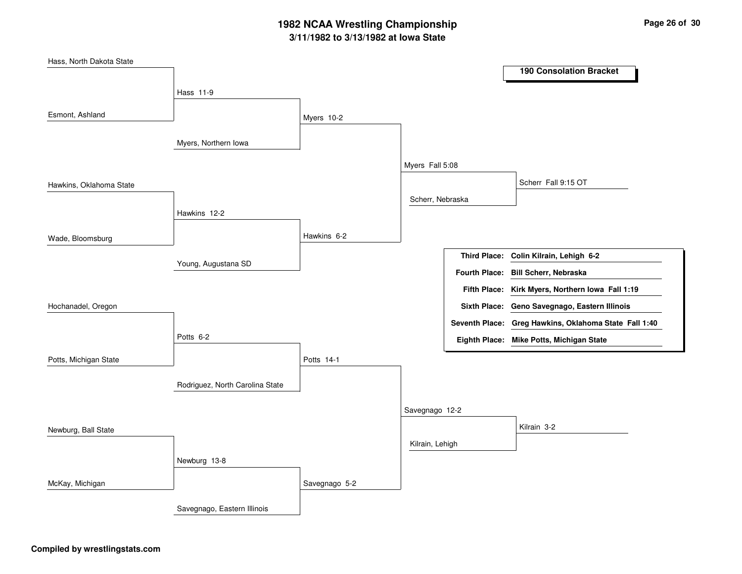# 1982 NCAA Wrestling Championship

## 3/11/1982 to 3/13/1982 at Iowa State

### 190 Consolation Bracket

**Round 1**

- Hass, North Dakota State vs. Esmont, Ashland — Hass 11-9
- Hawkins, Oklahoma State vs. Wade, Bloomsburg — Hawkins 12-2
- Hochanadel, Oregon vs. Potts, Michigan State — Potts 6-2
- Newburg, Ball State vs. McKay, Michigan — Newburg 13-8

**Round 2**

- Hass vs. Myers, Northern Iowa — Myers 10-2
- Hawkins vs. Young, Augustana SD — Hawkins 6-2
- Potts vs. Rodriguez, North Carolina State — Potts 14-1
- Newburg vs. Savegnago, Eastern Illinois — Savegnago 5-2

**Round 3**

- Myers vs. Hawkins — Myers Fall 5:08
- Potts vs. Savegnago — Savegnago 12-2

**Consolation Semifinals**

- Myers vs. Scherr, Nebraska — Scherr Fall 9:15 OT
- Savegnago vs. Kilrain, Lehigh — Kilrain 3-2

| Place | Result |
|---|---|
| **Third Place:** | **Colin Kilrain, Lehigh 6-2** |
| **Fourth Place:** | **Bill Scherr, Nebraska** |
| **Fifth Place:** | **Kirk Myers, Northern Iowa Fall 1:19** |
| **Sixth Place:** | **Geno Savegnago, Eastern Illinois** |
| **Seventh Place:** | **Greg Hawkins, Oklahoma State Fall 1:40** |
| **Eighth Place:** | **Mike Potts, Michigan State** |

**Compiled by wrestlingstats.com**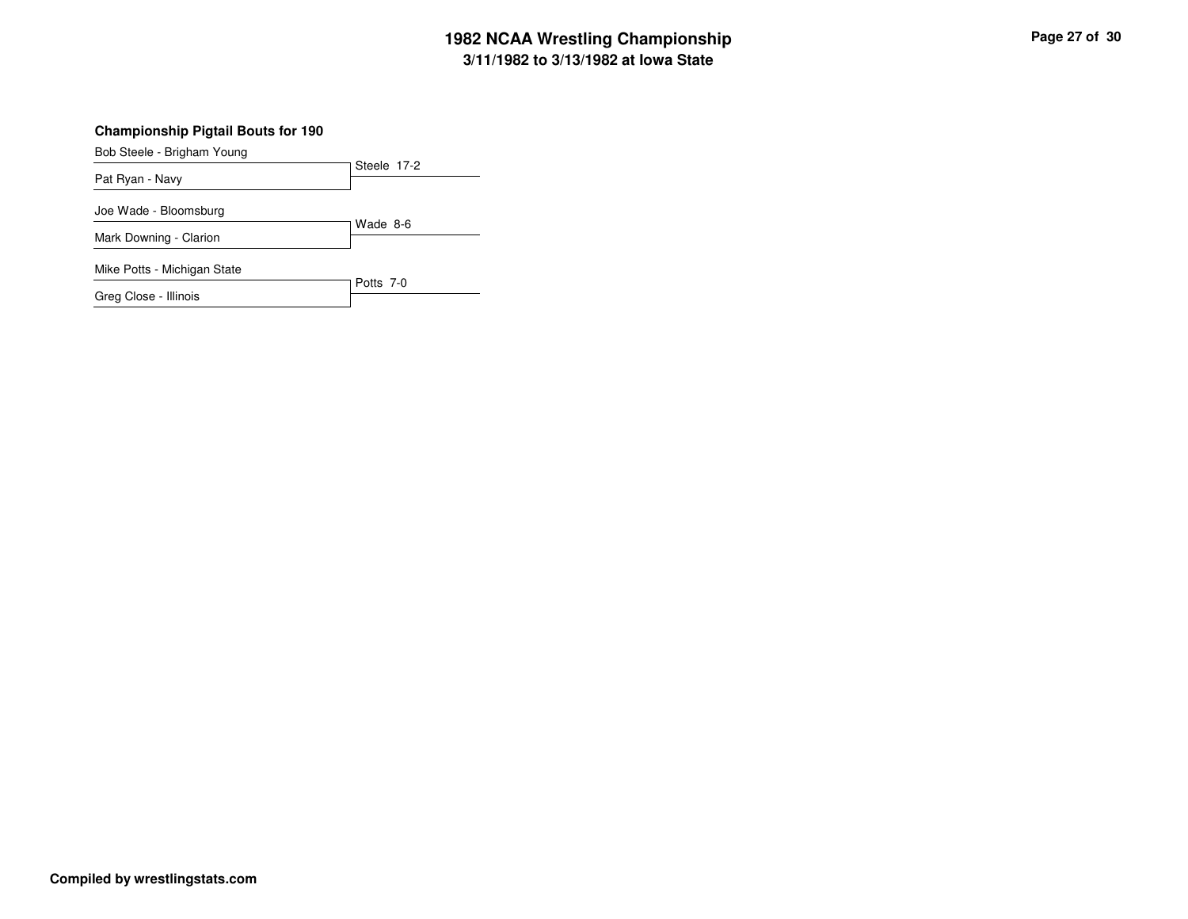## Championship Pigtail Bouts for 190

| Wrestlers | Result |
| --- | --- |
| Bob Steele - Brigham Young / Pat Ryan - Navy | Steele 17-2 |
| Joe Wade - Bloomsburg / Mark Downing - Clarion | Wade 8-6 |
| Mike Potts - Michigan State / Greg Close - Illinois | Potts 7-0 |

**Compiled by wrestlingstats.com**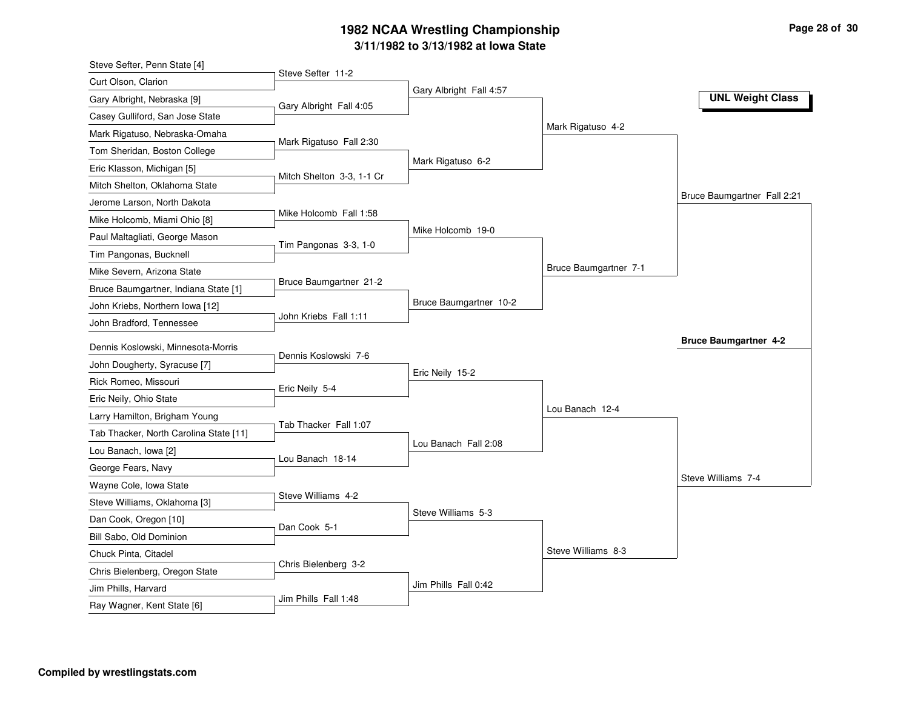# 1982 NCAA Wrestling Championship

## 3/11/1982 to 3/13/1982 at Iowa State

**UNL Weight Class**

### First Round

- Steve Sefter, Penn State [4] vs. Curt Olson, Clarion — Steve Sefter 11-2
- Gary Albright, Nebraska [9] vs. Casey Gulliford, San Jose State — Gary Albright Fall 4:05
- Mark Rigatuso, Nebraska-Omaha vs. Tom Sheridan, Boston College — Mark Rigatuso Fall 2:30
- Eric Klasson, Michigan [5] vs. Mitch Shelton, Oklahoma State — Mitch Shelton 3-3, 1-1 Cr
- Jerome Larson, North Dakota vs. Mike Holcomb, Miami Ohio [8] — Mike Holcomb Fall 1:58
- Paul Maltagliati, George Mason vs. Tim Pangonas, Bucknell — Tim Pangonas 3-3, 1-0
- Mike Severn, Arizona State vs. Bruce Baumgartner, Indiana State [1] — Bruce Baumgartner 21-2
- John Kriebs, Northern Iowa [12] vs. John Bradford, Tennessee — John Kriebs Fall 1:11
- Dennis Koslowski, Minnesota-Morris vs. John Dougherty, Syracuse [7] — Dennis Koslowski 7-6
- Rick Romeo, Missouri vs. Eric Neily, Ohio State — Eric Neily 5-4
- Larry Hamilton, Brigham Young vs. Tab Thacker, North Carolina State [11] — Tab Thacker Fall 1:07
- Lou Banach, Iowa [2] vs. George Fears, Navy — Lou Banach 18-14
- Wayne Cole, Iowa State vs. Steve Williams, Oklahoma [3] — Steve Williams 4-2
- Dan Cook, Oregon [10] vs. Bill Sabo, Old Dominion — Dan Cook 5-1
- Chuck Pinta, Citadel vs. Chris Bielenberg, Oregon State — Chris Bielenberg 3-2
- Jim Phills, Harvard vs. Ray Wagner, Kent State [6] — Jim Phills Fall 1:48

### Second Round

- Gary Albright Fall 4:57
- Mark Rigatuso 6-2
- Mike Holcomb 19-0
- Bruce Baumgartner 10-2
- Eric Neily 15-2
- Lou Banach Fall 2:08
- Steve Williams 5-3
- Jim Phills Fall 0:42

### Quarterfinals

- Mark Rigatuso 4-2
- Bruce Baumgartner 7-1
- Lou Banach 12-4
- Steve Williams 8-3

### Semifinals

- Bruce Baumgartner Fall 2:21
- Steve Williams 7-4

### Final

**Bruce Baumgartner 4-2**

**Compiled by wrestlingstats.com**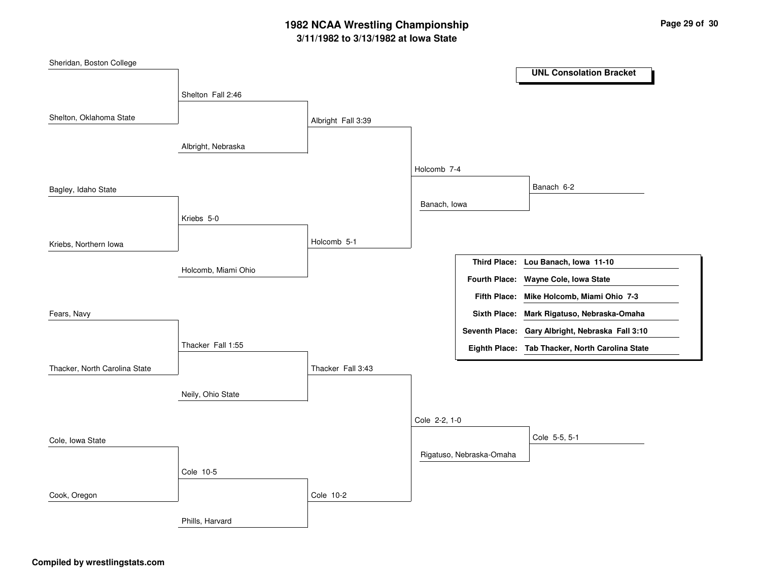# 1982 NCAA Wrestling Championship
## 3/11/1982 to 3/13/1982 at Iowa State

### UNL Consolation Bracket

**Round 1**
- Sheridan, Boston College vs. Shelton, Oklahoma State — Shelton Fall 2:46
- Bagley, Idaho State vs. Kriebs, Northern Iowa — Kriebs 5-0
- Fears, Navy vs. Thacker, North Carolina State — Thacker Fall 1:55
- Cole, Iowa State vs. Cook, Oregon — Cole 10-5

**Round 2**
- Shelton vs. Albright, Nebraska — Albright Fall 3:39
- Kriebs vs. Holcomb, Miami Ohio — Holcomb 5-1
- Thacker vs. Neily, Ohio State — Thacker Fall 3:43
- Cole vs. Phills, Harvard — Cole 10-2

**Round 3**
- Albright vs. Holcomb — Holcomb 7-4
- Thacker vs. Cole — Cole 2-2, 1-0

**Round 4**
- Holcomb vs. Banach, Iowa — Banach 6-2
- Cole vs. Rigatuso, Nebraska-Omaha — Cole 5-5, 5-1

| | |
|---|---|
| **Third Place:** | **Lou Banach, Iowa 11-10** |
| **Fourth Place:** | **Wayne Cole, Iowa State** |
| **Fifth Place:** | **Mike Holcomb, Miami Ohio 7-3** |
| **Sixth Place:** | **Mark Rigatuso, Nebraska-Omaha** |
| **Seventh Place:** | **Gary Albright, Nebraska Fall 3:10** |
| **Eighth Place:** | **Tab Thacker, North Carolina State** |

**Compiled by wrestlingstats.com**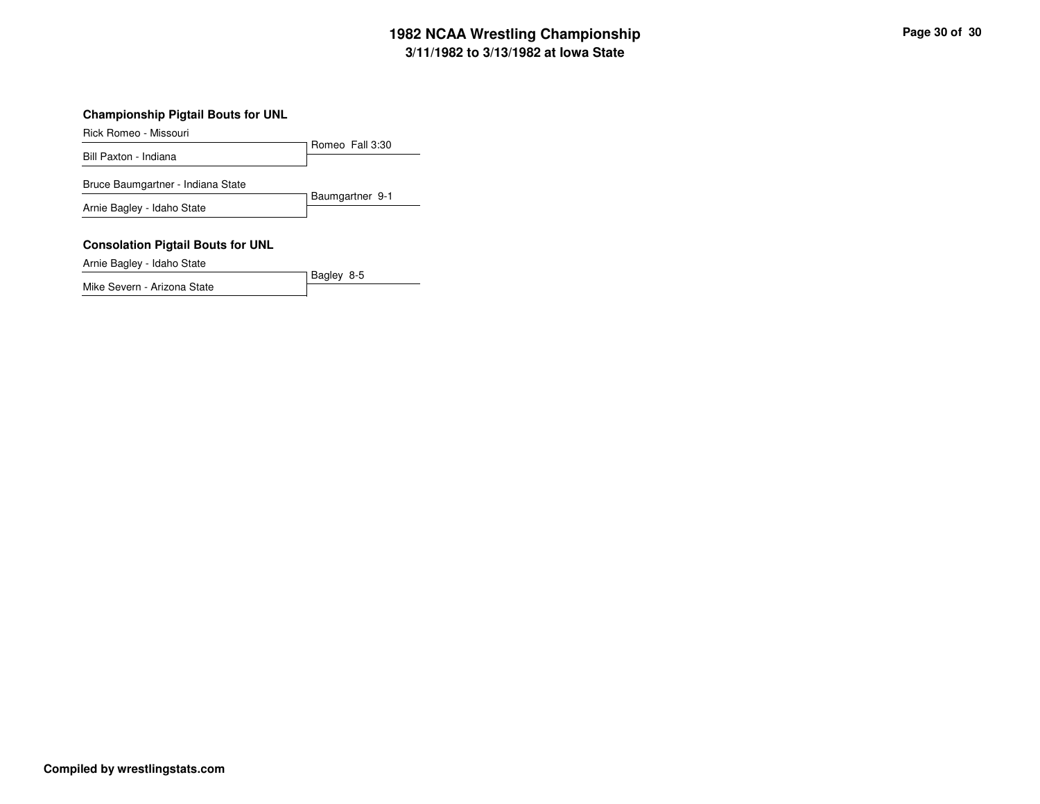# 1982 NCAA Wrestling Championship

## 3/11/1982 to 3/13/1982 at Iowa State

### Championship Pigtail Bouts for UNL

Rick Romeo - Missouri

Bill Paxton - Indiana

Romeo Fall 3:30

Bruce Baumgartner - Indiana State

Arnie Bagley - Idaho State

Baumgartner 9-1

### Consolation Pigtail Bouts for UNL

Arnie Bagley - Idaho State

Mike Severn - Arizona State

Bagley 8-5

**Compiled by wrestlingstats.com**